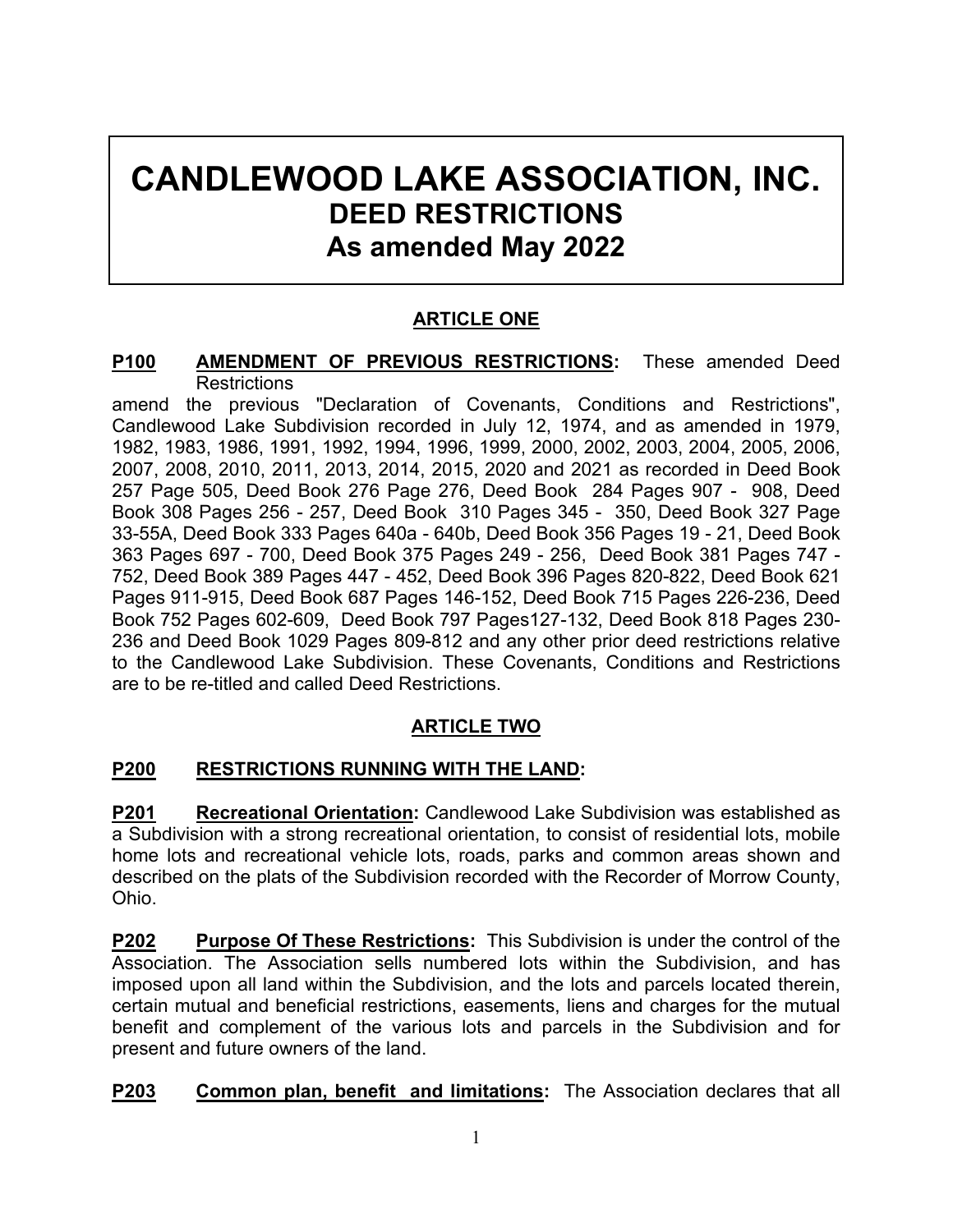# CANDLEWOOD LAKE ASSOCIATION, INC.
## DEED RESTRICTIONS
## As amended May 2022

### ARTICLE ONE

**P100 AMENDMENT OF PREVIOUS RESTRICTIONS:** These amended Deed Restrictions amend the previous "Declaration of Covenants, Conditions and Restrictions", Candlewood Lake Subdivision recorded in July 12, 1974, and as amended in 1979, 1982, 1983, 1986, 1991, 1992, 1994, 1996, 1999, 2000, 2002, 2003, 2004, 2005, 2006, 2007, 2008, 2010, 2011, 2013, 2014, 2015, 2020 and 2021 as recorded in Deed Book 257 Page 505, Deed Book 276 Page 276, Deed Book 284 Pages 907 - 908, Deed Book 308 Pages 256 - 257, Deed Book 310 Pages 345 - 350, Deed Book 327 Page 33-55A, Deed Book 333 Pages 640a - 640b, Deed Book 356 Pages 19 - 21, Deed Book 363 Pages 697 - 700, Deed Book 375 Pages 249 - 256, Deed Book 381 Pages 747 - 752, Deed Book 389 Pages 447 - 452, Deed Book 396 Pages 820-822, Deed Book 621 Pages 911-915, Deed Book 687 Pages 146-152, Deed Book 715 Pages 226-236, Deed Book 752 Pages 602-609, Deed Book 797 Pages127-132, Deed Book 818 Pages 230-236 and Deed Book 1029 Pages 809-812 and any other prior deed restrictions relative to the Candlewood Lake Subdivision. These Covenants, Conditions and Restrictions are to be re-titled and called Deed Restrictions.

### ARTICLE TWO

**P200 RESTRICTIONS RUNNING WITH THE LAND:**

**P201 Recreational Orientation:** Candlewood Lake Subdivision was established as a Subdivision with a strong recreational orientation, to consist of residential lots, mobile home lots and recreational vehicle lots, roads, parks and common areas shown and described on the plats of the Subdivision recorded with the Recorder of Morrow County, Ohio.

**P202 Purpose Of These Restrictions:** This Subdivision is under the control of the Association. The Association sells numbered lots within the Subdivision, and has imposed upon all land within the Subdivision, and the lots and parcels located therein, certain mutual and beneficial restrictions, easements, liens and charges for the mutual benefit and complement of the various lots and parcels in the Subdivision and for present and future owners of the land.

**P203 Common plan, benefit and limitations:** The Association declares that all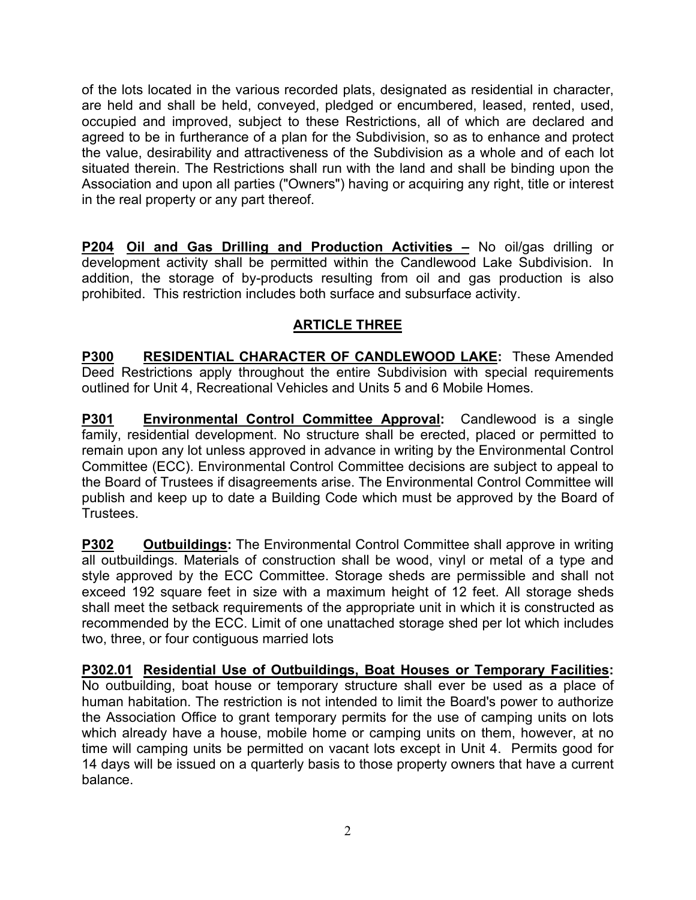of the lots located in the various recorded plats, designated as residential in character, are held and shall be held, conveyed, pledged or encumbered, leased, rented, used, occupied and improved, subject to these Restrictions, all of which are declared and agreed to be in furtherance of a plan for the Subdivision, so as to enhance and protect the value, desirability and attractiveness of the Subdivision as a whole and of each lot situated therein. The Restrictions shall run with the land and shall be binding upon the Association and upon all parties ("Owners") having or acquiring any right, title or interest in the real property or any part thereof.

**P204 Oil and Gas Drilling and Production Activities –** No oil/gas drilling or development activity shall be permitted within the Candlewood Lake Subdivision. In addition, the storage of by-products resulting from oil and gas production is also prohibited. This restriction includes both surface and subsurface activity.

## ARTICLE THREE

**P300 RESIDENTIAL CHARACTER OF CANDLEWOOD LAKE:** These Amended Deed Restrictions apply throughout the entire Subdivision with special requirements outlined for Unit 4, Recreational Vehicles and Units 5 and 6 Mobile Homes.

**P301 Environmental Control Committee Approval:** Candlewood is a single family, residential development. No structure shall be erected, placed or permitted to remain upon any lot unless approved in advance in writing by the Environmental Control Committee (ECC). Environmental Control Committee decisions are subject to appeal to the Board of Trustees if disagreements arise. The Environmental Control Committee will publish and keep up to date a Building Code which must be approved by the Board of Trustees.

**P302 Outbuildings:** The Environmental Control Committee shall approve in writing all outbuildings. Materials of construction shall be wood, vinyl or metal of a type and style approved by the ECC Committee. Storage sheds are permissible and shall not exceed 192 square feet in size with a maximum height of 12 feet. All storage sheds shall meet the setback requirements of the appropriate unit in which it is constructed as recommended by the ECC. Limit of one unattached storage shed per lot which includes two, three, or four contiguous married lots

**P302.01 Residential Use of Outbuildings, Boat Houses or Temporary Facilities:** No outbuilding, boat house or temporary structure shall ever be used as a place of human habitation. The restriction is not intended to limit the Board's power to authorize the Association Office to grant temporary permits for the use of camping units on lots which already have a house, mobile home or camping units on them, however, at no time will camping units be permitted on vacant lots except in Unit 4. Permits good for 14 days will be issued on a quarterly basis to those property owners that have a current balance.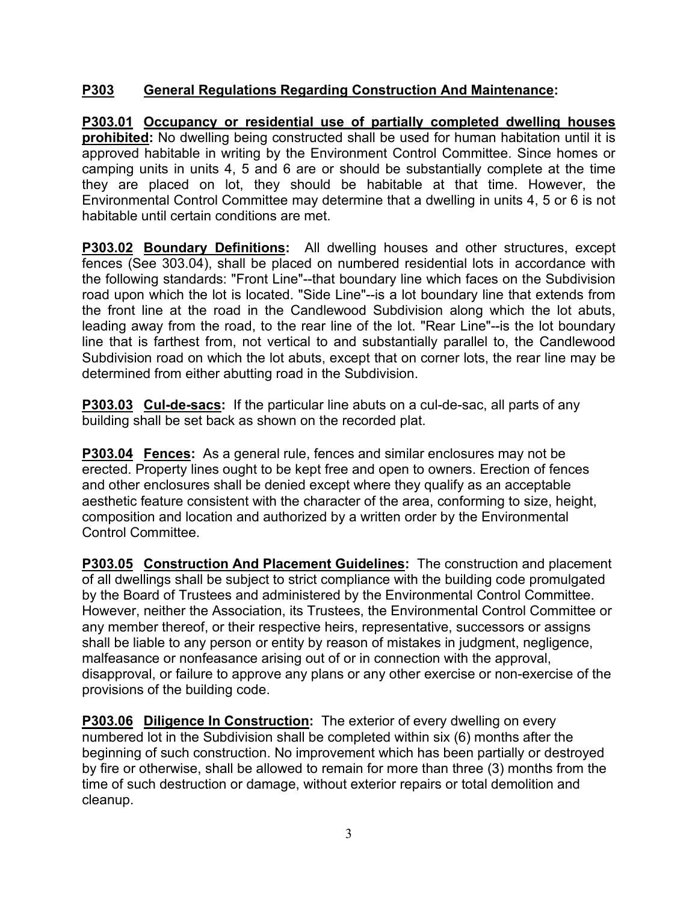## P303 General Regulations Regarding Construction And Maintenance:

**P303.01 Occupancy or residential use of partially completed dwelling houses prohibited:** No dwelling being constructed shall be used for human habitation until it is approved habitable in writing by the Environment Control Committee. Since homes or camping units in units 4, 5 and 6 are or should be substantially complete at the time they are placed on lot, they should be habitable at that time. However, the Environmental Control Committee may determine that a dwelling in units 4, 5 or 6 is not habitable until certain conditions are met.

**P303.02 Boundary Definitions:** All dwelling houses and other structures, except fences (See 303.04), shall be placed on numbered residential lots in accordance with the following standards: "Front Line"--that boundary line which faces on the Subdivision road upon which the lot is located. "Side Line"--is a lot boundary line that extends from the front line at the road in the Candlewood Subdivision along which the lot abuts, leading away from the road, to the rear line of the lot. "Rear Line"--is the lot boundary line that is farthest from, not vertical to and substantially parallel to, the Candlewood Subdivision road on which the lot abuts, except that on corner lots, the rear line may be determined from either abutting road in the Subdivision.

**P303.03 Cul-de-sacs:** If the particular line abuts on a cul-de-sac, all parts of any building shall be set back as shown on the recorded plat.

**P303.04 Fences:** As a general rule, fences and similar enclosures may not be erected. Property lines ought to be kept free and open to owners. Erection of fences and other enclosures shall be denied except where they qualify as an acceptable aesthetic feature consistent with the character of the area, conforming to size, height, composition and location and authorized by a written order by the Environmental Control Committee.

**P303.05 Construction And Placement Guidelines:** The construction and placement of all dwellings shall be subject to strict compliance with the building code promulgated by the Board of Trustees and administered by the Environmental Control Committee. However, neither the Association, its Trustees, the Environmental Control Committee or any member thereof, or their respective heirs, representative, successors or assigns shall be liable to any person or entity by reason of mistakes in judgment, negligence, malfeasance or nonfeasance arising out of or in connection with the approval, disapproval, or failure to approve any plans or any other exercise or non-exercise of the provisions of the building code.

**P303.06 Diligence In Construction:** The exterior of every dwelling on every numbered lot in the Subdivision shall be completed within six (6) months after the beginning of such construction. No improvement which has been partially or destroyed by fire or otherwise, shall be allowed to remain for more than three (3) months from the time of such destruction or damage, without exterior repairs or total demolition and cleanup.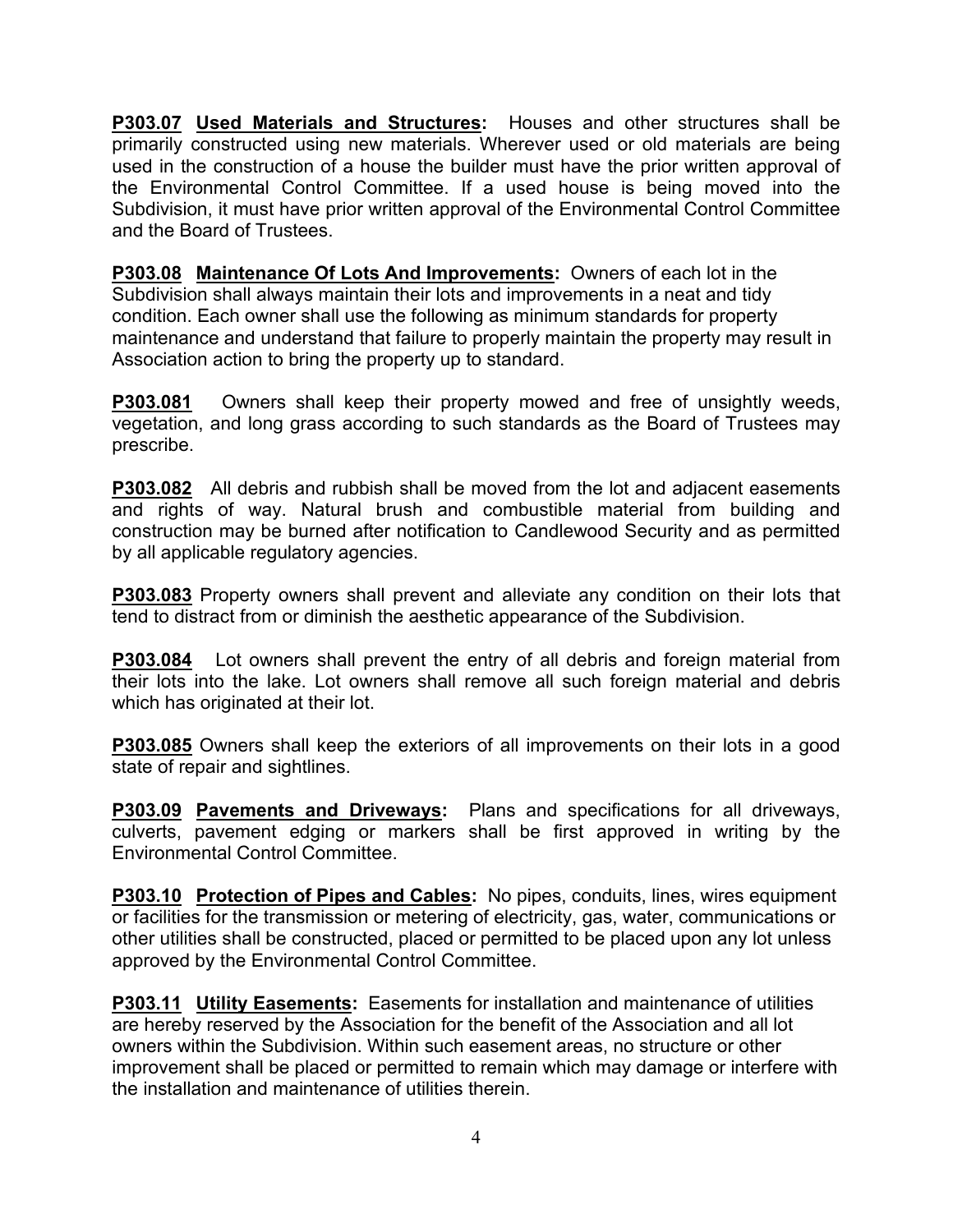**P303.07** **Used Materials and Structures:** Houses and other structures shall be primarily constructed using new materials. Wherever used or old materials are being used in the construction of a house the builder must have the prior written approval of the Environmental Control Committee. If a used house is being moved into the Subdivision, it must have prior written approval of the Environmental Control Committee and the Board of Trustees.

**P303.08** **Maintenance Of Lots And Improvements:** Owners of each lot in the Subdivision shall always maintain their lots and improvements in a neat and tidy condition. Each owner shall use the following as minimum standards for property maintenance and understand that failure to properly maintain the property may result in Association action to bring the property up to standard.

**P303.081** Owners shall keep their property mowed and free of unsightly weeds, vegetation, and long grass according to such standards as the Board of Trustees may prescribe.

**P303.082** All debris and rubbish shall be moved from the lot and adjacent easements and rights of way. Natural brush and combustible material from building and construction may be burned after notification to Candlewood Security and as permitted by all applicable regulatory agencies.

**P303.083** Property owners shall prevent and alleviate any condition on their lots that tend to distract from or diminish the aesthetic appearance of the Subdivision.

**P303.084** Lot owners shall prevent the entry of all debris and foreign material from their lots into the lake. Lot owners shall remove all such foreign material and debris which has originated at their lot.

**P303.085** Owners shall keep the exteriors of all improvements on their lots in a good state of repair and sightlines.

**P303.09** **Pavements and Driveways:** Plans and specifications for all driveways, culverts, pavement edging or markers shall be first approved in writing by the Environmental Control Committee.

**P303.10** **Protection of Pipes and Cables:** No pipes, conduits, lines, wires equipment or facilities for the transmission or metering of electricity, gas, water, communications or other utilities shall be constructed, placed or permitted to be placed upon any lot unless approved by the Environmental Control Committee.

**P303.11** **Utility Easements:** Easements for installation and maintenance of utilities are hereby reserved by the Association for the benefit of the Association and all lot owners within the Subdivision. Within such easement areas, no structure or other improvement shall be placed or permitted to remain which may damage or interfere with the installation and maintenance of utilities therein.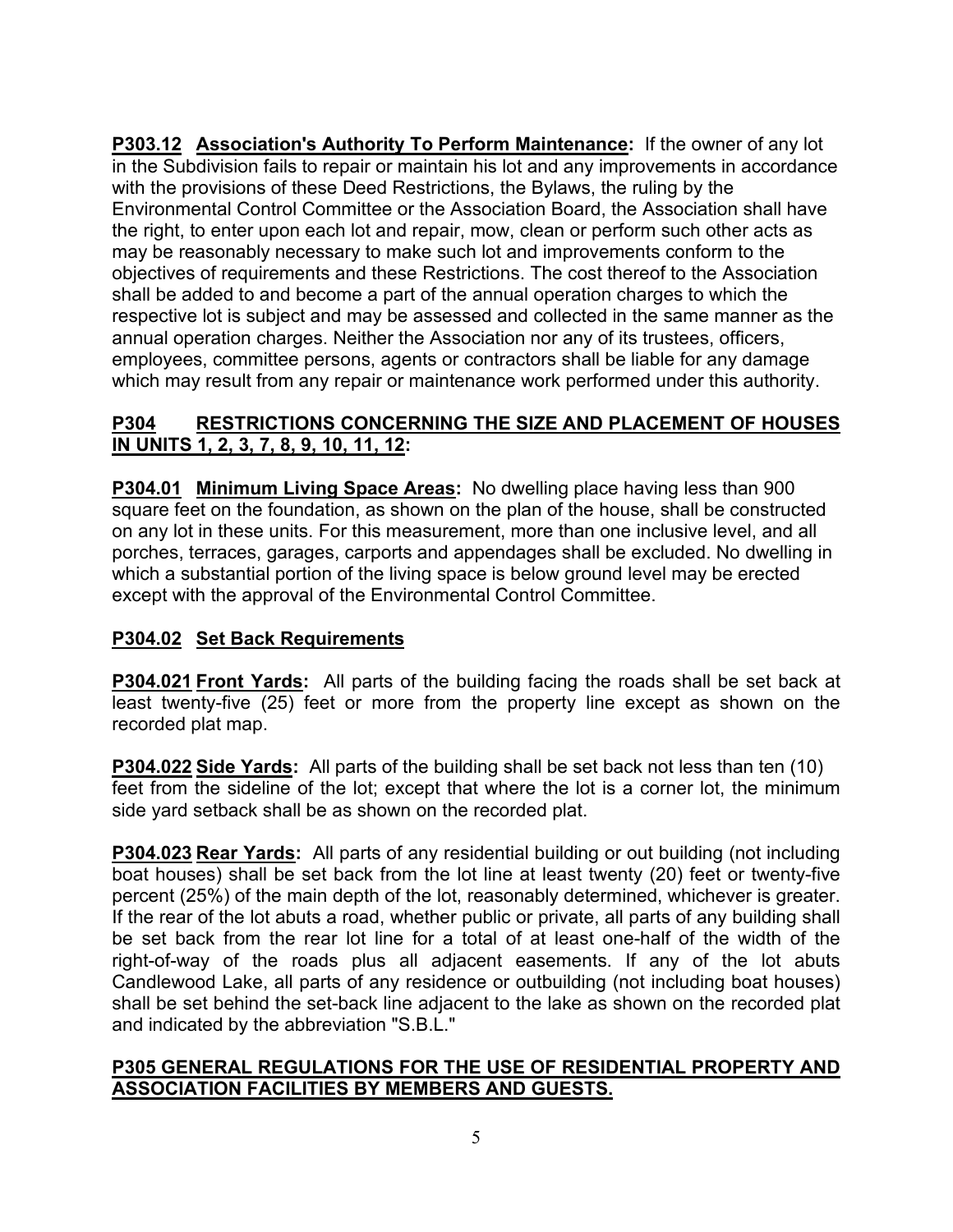**P303.12** **Association's Authority To Perform Maintenance:** If the owner of any lot in the Subdivision fails to repair or maintain his lot and any improvements in accordance with the provisions of these Deed Restrictions, the Bylaws, the ruling by the Environmental Control Committee or the Association Board, the Association shall have the right, to enter upon each lot and repair, mow, clean or perform such other acts as may be reasonably necessary to make such lot and improvements conform to the objectives of requirements and these Restrictions. The cost thereof to the Association shall be added to and become a part of the annual operation charges to which the respective lot is subject and may be assessed and collected in the same manner as the annual operation charges. Neither the Association nor any of its trustees, officers, employees, committee persons, agents or contractors shall be liable for any damage which may result from any repair or maintenance work performed under this authority.

## P304 RESTRICTIONS CONCERNING THE SIZE AND PLACEMENT OF HOUSES IN UNITS 1, 2, 3, 7, 8, 9, 10, 11, 12:

**P304.01** **Minimum Living Space Areas:** No dwelling place having less than 900 square feet on the foundation, as shown on the plan of the house, shall be constructed on any lot in these units. For this measurement, more than one inclusive level, and all porches, terraces, garages, carports and appendages shall be excluded. No dwelling in which a substantial portion of the living space is below ground level may be erected except with the approval of the Environmental Control Committee.

**P304.02** **Set Back Requirements**

**P304.021** **Front Yards:** All parts of the building facing the roads shall be set back at least twenty-five (25) feet or more from the property line except as shown on the recorded plat map.

**P304.022** **Side Yards:** All parts of the building shall be set back not less than ten (10) feet from the sideline of the lot; except that where the lot is a corner lot, the minimum side yard setback shall be as shown on the recorded plat.

**P304.023** **Rear Yards:** All parts of any residential building or out building (not including boat houses) shall be set back from the lot line at least twenty (20) feet or twenty-five percent (25%) of the main depth of the lot, reasonably determined, whichever is greater. If the rear of the lot abuts a road, whether public or private, all parts of any building shall be set back from the rear lot line for a total of at least one-half of the width of the right-of-way of the roads plus all adjacent easements. If any of the lot abuts Candlewood Lake, all parts of any residence or outbuilding (not including boat houses) shall be set behind the set-back line adjacent to the lake as shown on the recorded plat and indicated by the abbreviation "S.B.L."

## P305 GENERAL REGULATIONS FOR THE USE OF RESIDENTIAL PROPERTY AND ASSOCIATION FACILITIES BY MEMBERS AND GUESTS.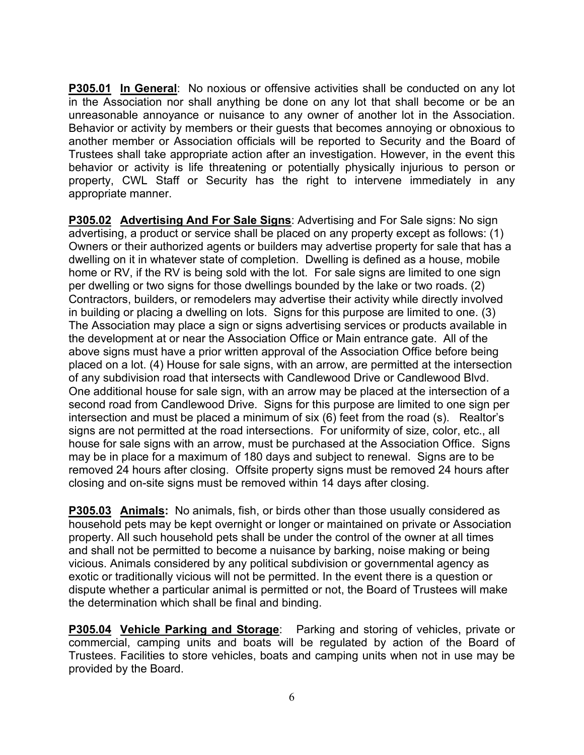**P305.01** **<u>In General</u>**: No noxious or offensive activities shall be conducted on any lot in the Association nor shall anything be done on any lot that shall become or be an unreasonable annoyance or nuisance to any owner of another lot in the Association. Behavior or activity by members or their guests that becomes annoying or obnoxious to another member or Association officials will be reported to Security and the Board of Trustees shall take appropriate action after an investigation. However, in the event this behavior or activity is life threatening or potentially physically injurious to person or property, CWL Staff or Security has the right to intervene immediately in any appropriate manner.

**P305.02** **<u>Advertising And For Sale Signs</u>**: Advertising and For Sale signs: No sign advertising, a product or service shall be placed on any property except as follows: (1) Owners or their authorized agents or builders may advertise property for sale that has a dwelling on it in whatever state of completion. Dwelling is defined as a house, mobile home or RV, if the RV is being sold with the lot. For sale signs are limited to one sign per dwelling or two signs for those dwellings bounded by the lake or two roads. (2) Contractors, builders, or remodelers may advertise their activity while directly involved in building or placing a dwelling on lots. Signs for this purpose are limited to one. (3) The Association may place a sign or signs advertising services or products available in the development at or near the Association Office or Main entrance gate. All of the above signs must have a prior written approval of the Association Office before being placed on a lot. (4) House for sale signs, with an arrow, are permitted at the intersection of any subdivision road that intersects with Candlewood Drive or Candlewood Blvd. One additional house for sale sign, with an arrow may be placed at the intersection of a second road from Candlewood Drive. Signs for this purpose are limited to one sign per intersection and must be placed a minimum of six (6) feet from the road (s). Realtor's signs are not permitted at the road intersections. For uniformity of size, color, etc., all house for sale signs with an arrow, must be purchased at the Association Office. Signs may be in place for a maximum of 180 days and subject to renewal. Signs are to be removed 24 hours after closing. Offsite property signs must be removed 24 hours after closing and on-site signs must be removed within 14 days after closing.

**P305.03** **<u>Animals</u>:** No animals, fish, or birds other than those usually considered as household pets may be kept overnight or longer or maintained on private or Association property. All such household pets shall be under the control of the owner at all times and shall not be permitted to become a nuisance by barking, noise making or being vicious. Animals considered by any political subdivision or governmental agency as exotic or traditionally vicious will not be permitted. In the event there is a question or dispute whether a particular animal is permitted or not, the Board of Trustees will make the determination which shall be final and binding.

**P305.04** **<u>Vehicle Parking and Storage</u>**: Parking and storing of vehicles, private or commercial, camping units and boats will be regulated by action of the Board of Trustees. Facilities to store vehicles, boats and camping units when not in use may be provided by the Board.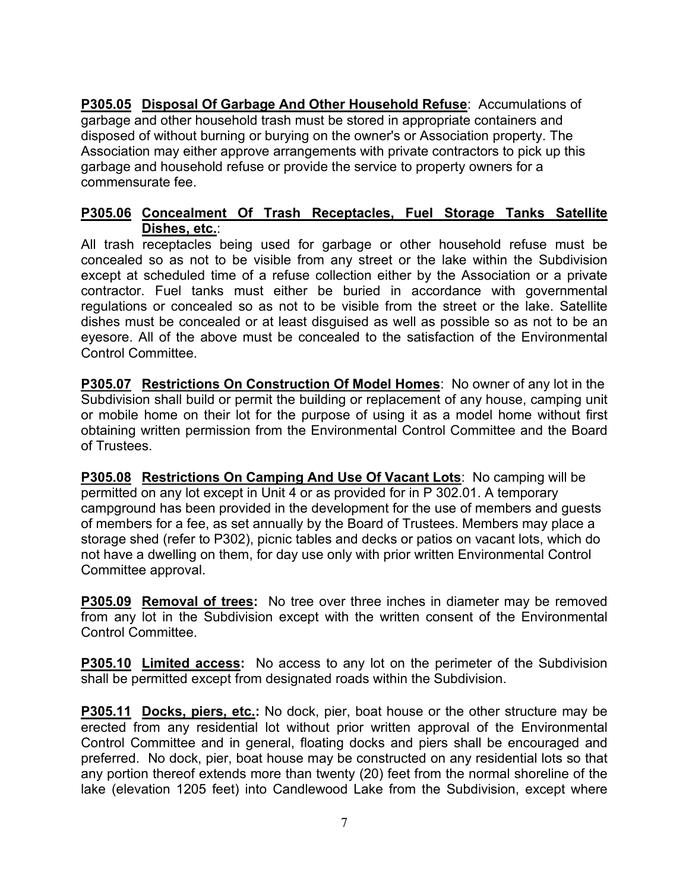**P305.05** **Disposal Of Garbage And Other Household Refuse**: Accumulations of garbage and other household trash must be stored in appropriate containers and disposed of without burning or burying on the owner's or Association property. The Association may either approve arrangements with private contractors to pick up this garbage and household refuse or provide the service to property owners for a commensurate fee.

**P305.06** **Concealment Of Trash Receptacles, Fuel Storage Tanks Satellite Dishes, etc.**:

All trash receptacles being used for garbage or other household refuse must be concealed so as not to be visible from any street or the lake within the Subdivision except at scheduled time of a refuse collection either by the Association or a private contractor. Fuel tanks must either be buried in accordance with governmental regulations or concealed so as not to be visible from the street or the lake. Satellite dishes must be concealed or at least disguised as well as possible so as not to be an eyesore. All of the above must be concealed to the satisfaction of the Environmental Control Committee.

**P305.07** **Restrictions On Construction Of Model Homes**: No owner of any lot in the Subdivision shall build or permit the building or replacement of any house, camping unit or mobile home on their lot for the purpose of using it as a model home without first obtaining written permission from the Environmental Control Committee and the Board of Trustees.

**P305.08** **Restrictions On Camping And Use Of Vacant Lots**: No camping will be permitted on any lot except in Unit 4 or as provided for in P 302.01. A temporary campground has been provided in the development for the use of members and guests of members for a fee, as set annually by the Board of Trustees. Members may place a storage shed (refer to P302), picnic tables and decks or patios on vacant lots, which do not have a dwelling on them, for day use only with prior written Environmental Control Committee approval.

**P305.09** **Removal of trees:** No tree over three inches in diameter may be removed from any lot in the Subdivision except with the written consent of the Environmental Control Committee.

**P305.10** **Limited access:** No access to any lot on the perimeter of the Subdivision shall be permitted except from designated roads within the Subdivision.

**P305.11** **Docks, piers, etc.:** No dock, pier, boat house or the other structure may be erected from any residential lot without prior written approval of the Environmental Control Committee and in general, floating docks and piers shall be encouraged and preferred. No dock, pier, boat house may be constructed on any residential lots so that any portion thereof extends more than twenty (20) feet from the normal shoreline of the lake (elevation 1205 feet) into Candlewood Lake from the Subdivision, except where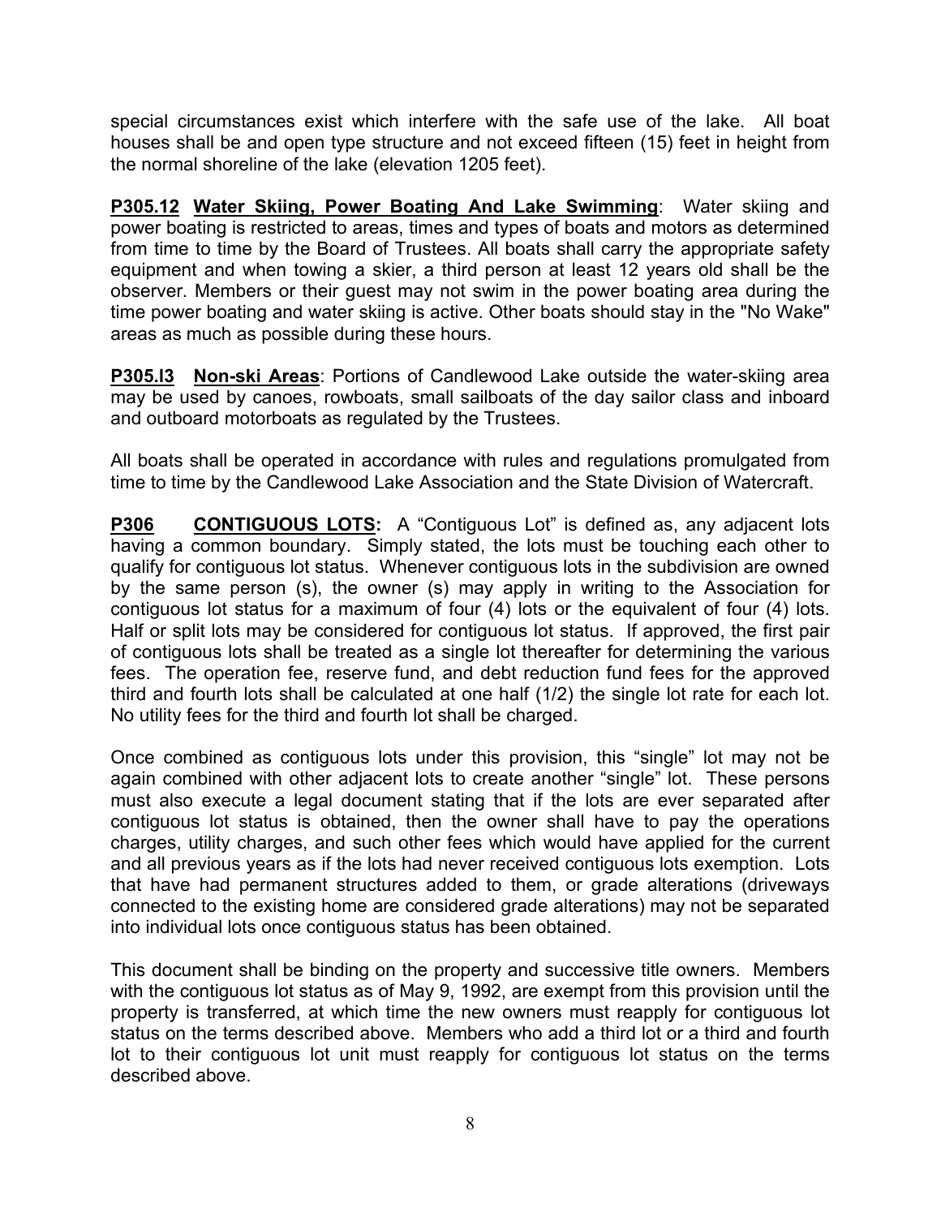special circumstances exist which interfere with the safe use of the lake. All boat houses shall be and open type structure and not exceed fifteen (15) feet in height from the normal shoreline of the lake (elevation 1205 feet).

**P305.12 Water Skiing, Power Boating And Lake Swimming**: Water skiing and power boating is restricted to areas, times and types of boats and motors as determined from time to time by the Board of Trustees. All boats shall carry the appropriate safety equipment and when towing a skier, a third person at least 12 years old shall be the observer. Members or their guest may not swim in the power boating area during the time power boating and water skiing is active. Other boats should stay in the "No Wake" areas as much as possible during these hours.

**P305.I3 Non-ski Areas**: Portions of Candlewood Lake outside the water-skiing area may be used by canoes, rowboats, small sailboats of the day sailor class and inboard and outboard motorboats as regulated by the Trustees.

All boats shall be operated in accordance with rules and regulations promulgated from time to time by the Candlewood Lake Association and the State Division of Watercraft.

**P306 CONTIGUOUS LOTS:** A "Contiguous Lot" is defined as, any adjacent lots having a common boundary. Simply stated, the lots must be touching each other to qualify for contiguous lot status. Whenever contiguous lots in the subdivision are owned by the same person (s), the owner (s) may apply in writing to the Association for contiguous lot status for a maximum of four (4) lots or the equivalent of four (4) lots. Half or split lots may be considered for contiguous lot status. If approved, the first pair of contiguous lots shall be treated as a single lot thereafter for determining the various fees. The operation fee, reserve fund, and debt reduction fund fees for the approved third and fourth lots shall be calculated at one half (1/2) the single lot rate for each lot. No utility fees for the third and fourth lot shall be charged.

Once combined as contiguous lots under this provision, this "single" lot may not be again combined with other adjacent lots to create another "single" lot. These persons must also execute a legal document stating that if the lots are ever separated after contiguous lot status is obtained, then the owner shall have to pay the operations charges, utility charges, and such other fees which would have applied for the current and all previous years as if the lots had never received contiguous lots exemption. Lots that have had permanent structures added to them, or grade alterations (driveways connected to the existing home are considered grade alterations) may not be separated into individual lots once contiguous status has been obtained.

This document shall be binding on the property and successive title owners. Members with the contiguous lot status as of May 9, 1992, are exempt from this provision until the property is transferred, at which time the new owners must reapply for contiguous lot status on the terms described above. Members who add a third lot or a third and fourth lot to their contiguous lot unit must reapply for contiguous lot status on the terms described above.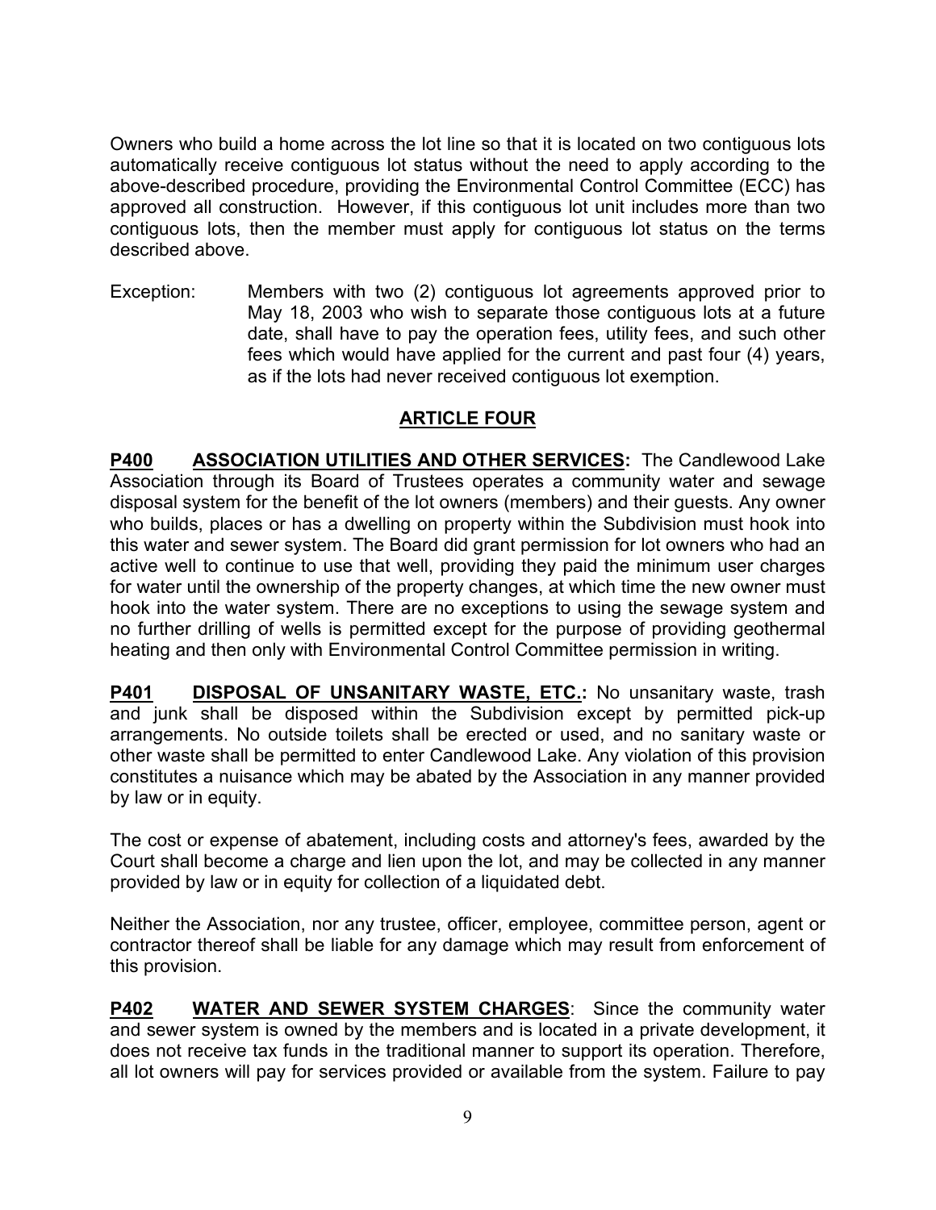Owners who build a home across the lot line so that it is located on two contiguous lots automatically receive contiguous lot status without the need to apply according to the above-described procedure, providing the Environmental Control Committee (ECC) has approved all construction. However, if this contiguous lot unit includes more than two contiguous lots, then the member must apply for contiguous lot status on the terms described above.

Exception: Members with two (2) contiguous lot agreements approved prior to May 18, 2003 who wish to separate those contiguous lots at a future date, shall have to pay the operation fees, utility fees, and such other fees which would have applied for the current and past four (4) years, as if the lots had never received contiguous lot exemption.

## ARTICLE FOUR

**P400 ASSOCIATION UTILITIES AND OTHER SERVICES:** The Candlewood Lake Association through its Board of Trustees operates a community water and sewage disposal system for the benefit of the lot owners (members) and their guests. Any owner who builds, places or has a dwelling on property within the Subdivision must hook into this water and sewer system. The Board did grant permission for lot owners who had an active well to continue to use that well, providing they paid the minimum user charges for water until the ownership of the property changes, at which time the new owner must hook into the water system. There are no exceptions to using the sewage system and no further drilling of wells is permitted except for the purpose of providing geothermal heating and then only with Environmental Control Committee permission in writing.

**P401 DISPOSAL OF UNSANITARY WASTE, ETC.:** No unsanitary waste, trash and junk shall be disposed within the Subdivision except by permitted pick-up arrangements. No outside toilets shall be erected or used, and no sanitary waste or other waste shall be permitted to enter Candlewood Lake. Any violation of this provision constitutes a nuisance which may be abated by the Association in any manner provided by law or in equity.

The cost or expense of abatement, including costs and attorney's fees, awarded by the Court shall become a charge and lien upon the lot, and may be collected in any manner provided by law or in equity for collection of a liquidated debt.

Neither the Association, nor any trustee, officer, employee, committee person, agent or contractor thereof shall be liable for any damage which may result from enforcement of this provision.

**P402 WATER AND SEWER SYSTEM CHARGES**: Since the community water and sewer system is owned by the members and is located in a private development, it does not receive tax funds in the traditional manner to support its operation. Therefore, all lot owners will pay for services provided or available from the system. Failure to pay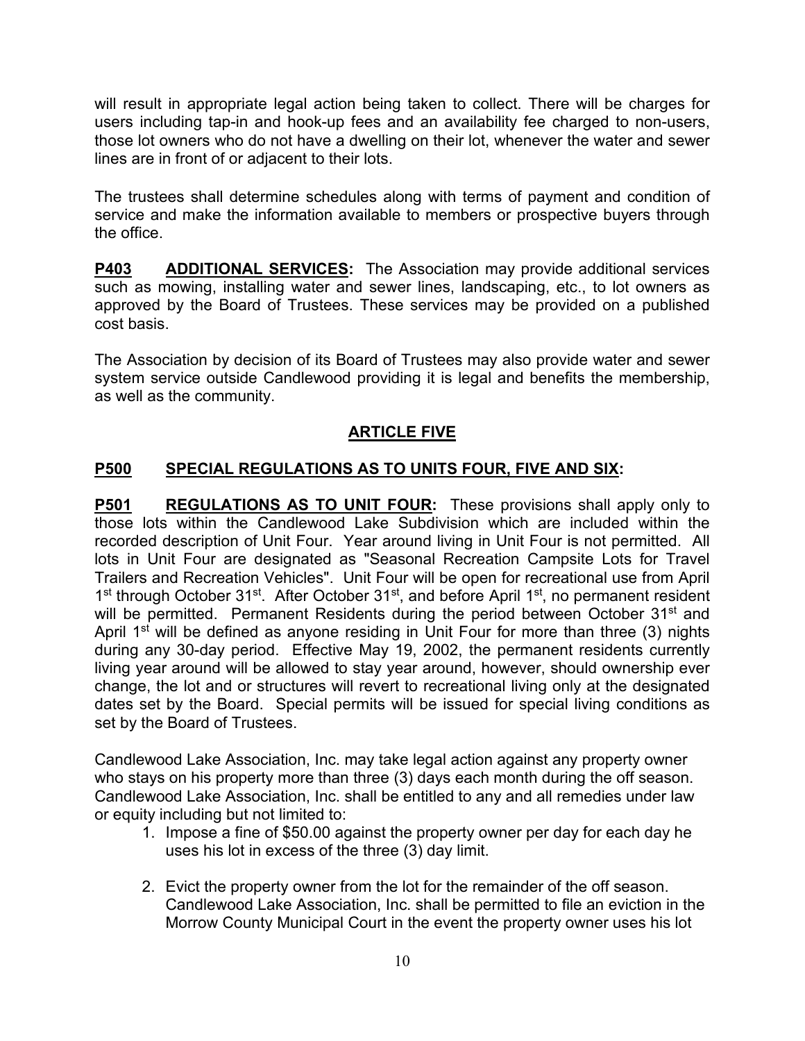will result in appropriate legal action being taken to collect. There will be charges for users including tap-in and hook-up fees and an availability fee charged to non-users, those lot owners who do not have a dwelling on their lot, whenever the water and sewer lines are in front of or adjacent to their lots.

The trustees shall determine schedules along with terms of payment and condition of service and make the information available to members or prospective buyers through the office.

**P403 ADDITIONAL SERVICES:** The Association may provide additional services such as mowing, installing water and sewer lines, landscaping, etc., to lot owners as approved by the Board of Trustees. These services may be provided on a published cost basis.

The Association by decision of its Board of Trustees may also provide water and sewer system service outside Candlewood providing it is legal and benefits the membership, as well as the community.

## ARTICLE FIVE

### P500 SPECIAL REGULATIONS AS TO UNITS FOUR, FIVE AND SIX:

**P501 REGULATIONS AS TO UNIT FOUR:** These provisions shall apply only to those lots within the Candlewood Lake Subdivision which are included within the recorded description of Unit Four. Year around living in Unit Four is not permitted. All lots in Unit Four are designated as "Seasonal Recreation Campsite Lots for Travel Trailers and Recreation Vehicles". Unit Four will be open for recreational use from April 1st through October 31st. After October 31st, and before April 1st, no permanent resident will be permitted. Permanent Residents during the period between October 31st and April 1st will be defined as anyone residing in Unit Four for more than three (3) nights during any 30-day period. Effective May 19, 2002, the permanent residents currently living year around will be allowed to stay year around, however, should ownership ever change, the lot and or structures will revert to recreational living only at the designated dates set by the Board. Special permits will be issued for special living conditions as set by the Board of Trustees.

Candlewood Lake Association, Inc. may take legal action against any property owner who stays on his property more than three (3) days each month during the off season. Candlewood Lake Association, Inc. shall be entitled to any and all remedies under law or equity including but not limited to:

1. Impose a fine of $50.00 against the property owner per day for each day he uses his lot in excess of the three (3) day limit.

2. Evict the property owner from the lot for the remainder of the off season. Candlewood Lake Association, Inc. shall be permitted to file an eviction in the Morrow County Municipal Court in the event the property owner uses his lot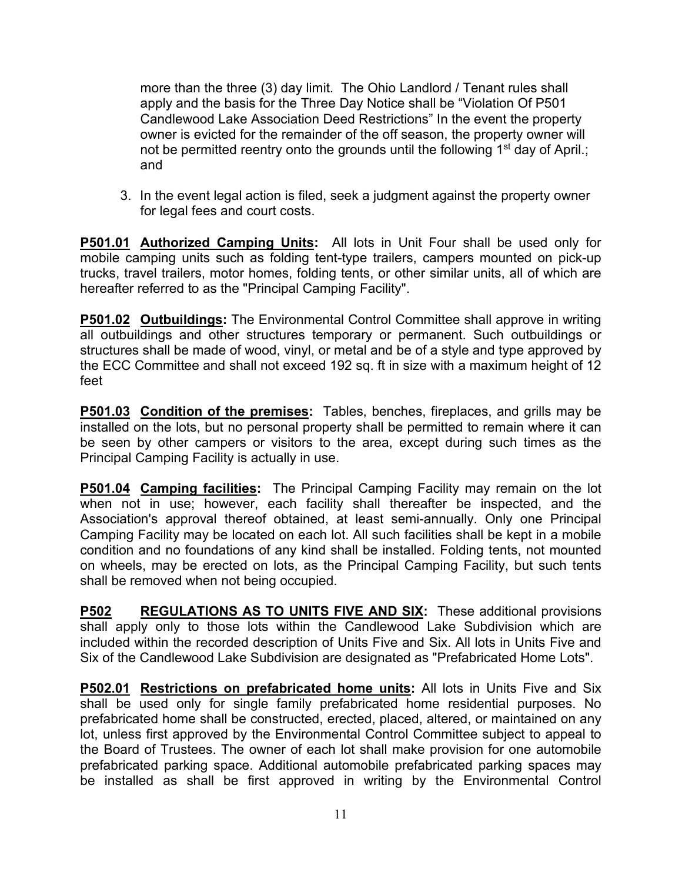more than the three (3) day limit. The Ohio Landlord / Tenant rules shall apply and the basis for the Three Day Notice shall be "Violation Of P501 Candlewood Lake Association Deed Restrictions" In the event the property owner is evicted for the remainder of the off season, the property owner will not be permitted reentry onto the grounds until the following 1st day of April.; and

3. In the event legal action is filed, seek a judgment against the property owner for legal fees and court costs.

**P501.01 Authorized Camping Units:** All lots in Unit Four shall be used only for mobile camping units such as folding tent-type trailers, campers mounted on pick-up trucks, travel trailers, motor homes, folding tents, or other similar units, all of which are hereafter referred to as the "Principal Camping Facility".

**P501.02 Outbuildings:** The Environmental Control Committee shall approve in writing all outbuildings and other structures temporary or permanent. Such outbuildings or structures shall be made of wood, vinyl, or metal and be of a style and type approved by the ECC Committee and shall not exceed 192 sq. ft in size with a maximum height of 12 feet

**P501.03 Condition of the premises:** Tables, benches, fireplaces, and grills may be installed on the lots, but no personal property shall be permitted to remain where it can be seen by other campers or visitors to the area, except during such times as the Principal Camping Facility is actually in use.

**P501.04 Camping facilities:** The Principal Camping Facility may remain on the lot when not in use; however, each facility shall thereafter be inspected, and the Association's approval thereof obtained, at least semi-annually. Only one Principal Camping Facility may be located on each lot. All such facilities shall be kept in a mobile condition and no foundations of any kind shall be installed. Folding tents, not mounted on wheels, may be erected on lots, as the Principal Camping Facility, but such tents shall be removed when not being occupied.

**P502 REGULATIONS AS TO UNITS FIVE AND SIX:** These additional provisions shall apply only to those lots within the Candlewood Lake Subdivision which are included within the recorded description of Units Five and Six. All lots in Units Five and Six of the Candlewood Lake Subdivision are designated as "Prefabricated Home Lots".

**P502.01 Restrictions on prefabricated home units:** All lots in Units Five and Six shall be used only for single family prefabricated home residential purposes. No prefabricated home shall be constructed, erected, placed, altered, or maintained on any lot, unless first approved by the Environmental Control Committee subject to appeal to the Board of Trustees. The owner of each lot shall make provision for one automobile prefabricated parking space. Additional automobile prefabricated parking spaces may be installed as shall be first approved in writing by the Environmental Control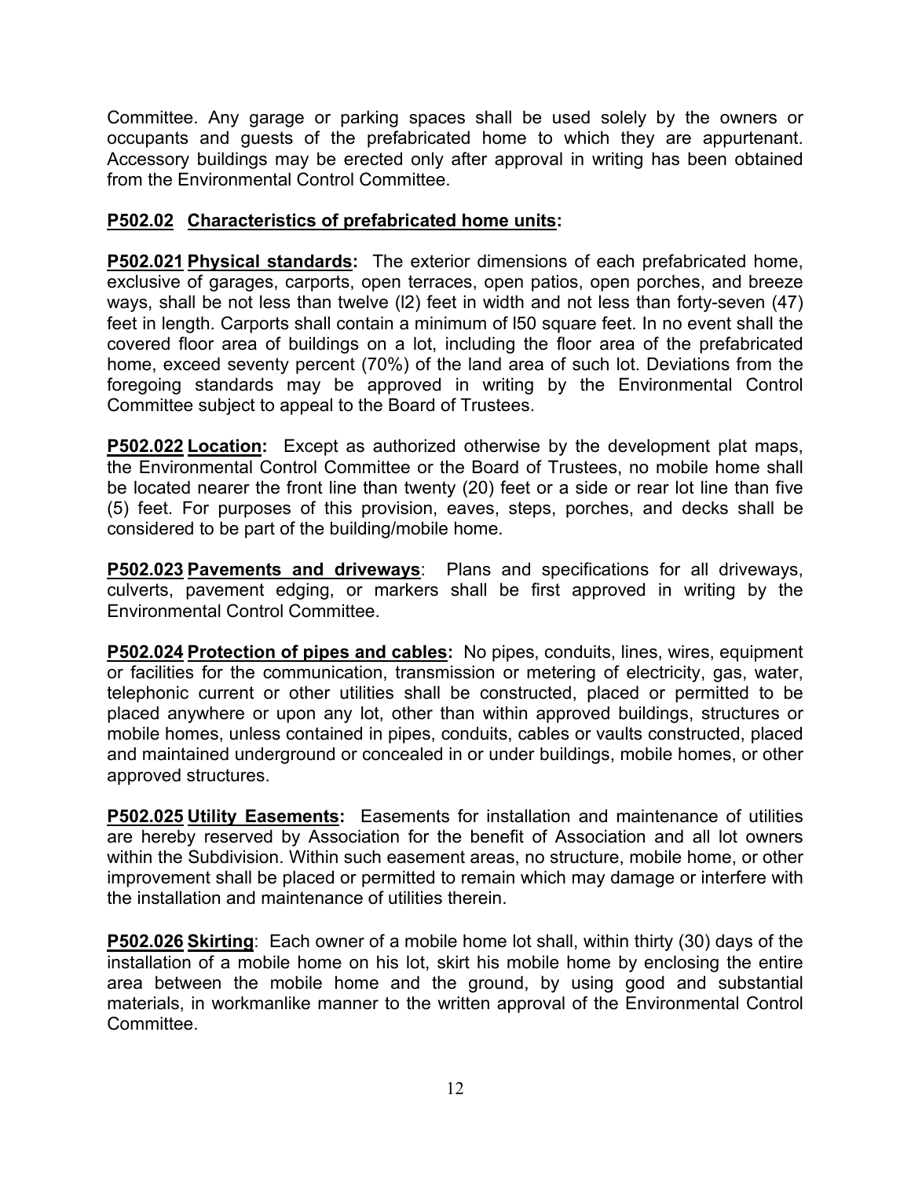Committee. Any garage or parking spaces shall be used solely by the owners or occupants and guests of the prefabricated home to which they are appurtenant. Accessory buildings may be erected only after approval in writing has been obtained from the Environmental Control Committee.

**<u>P502.02</u> <u>Characteristics of prefabricated home units</u>:**

**<u>P502.021</u> <u>Physical standards</u>:** The exterior dimensions of each prefabricated home, exclusive of garages, carports, open terraces, open patios, open porches, and breeze ways, shall be not less than twelve (l2) feet in width and not less than forty-seven (47) feet in length. Carports shall contain a minimum of l50 square feet. In no event shall the covered floor area of buildings on a lot, including the floor area of the prefabricated home, exceed seventy percent (70%) of the land area of such lot. Deviations from the foregoing standards may be approved in writing by the Environmental Control Committee subject to appeal to the Board of Trustees.

**<u>P502.022</u> <u>Location</u>:** Except as authorized otherwise by the development plat maps, the Environmental Control Committee or the Board of Trustees, no mobile home shall be located nearer the front line than twenty (20) feet or a side or rear lot line than five (5) feet. For purposes of this provision, eaves, steps, porches, and decks shall be considered to be part of the building/mobile home.

**<u>P502.023</u> <u>Pavements and driveways</u>**: Plans and specifications for all driveways, culverts, pavement edging, or markers shall be first approved in writing by the Environmental Control Committee.

**<u>P502.024</u> <u>Protection of pipes and cables</u>:** No pipes, conduits, lines, wires, equipment or facilities for the communication, transmission or metering of electricity, gas, water, telephonic current or other utilities shall be constructed, placed or permitted to be placed anywhere or upon any lot, other than within approved buildings, structures or mobile homes, unless contained in pipes, conduits, cables or vaults constructed, placed and maintained underground or concealed in or under buildings, mobile homes, or other approved structures.

**<u>P502.025</u> <u>Utility Easements</u>:** Easements for installation and maintenance of utilities are hereby reserved by Association for the benefit of Association and all lot owners within the Subdivision. Within such easement areas, no structure, mobile home, or other improvement shall be placed or permitted to remain which may damage or interfere with the installation and maintenance of utilities therein.

**<u>P502.026</u> <u>Skirting</u>**: Each owner of a mobile home lot shall, within thirty (30) days of the installation of a mobile home on his lot, skirt his mobile home by enclosing the entire area between the mobile home and the ground, by using good and substantial materials, in workmanlike manner to the written approval of the Environmental Control Committee.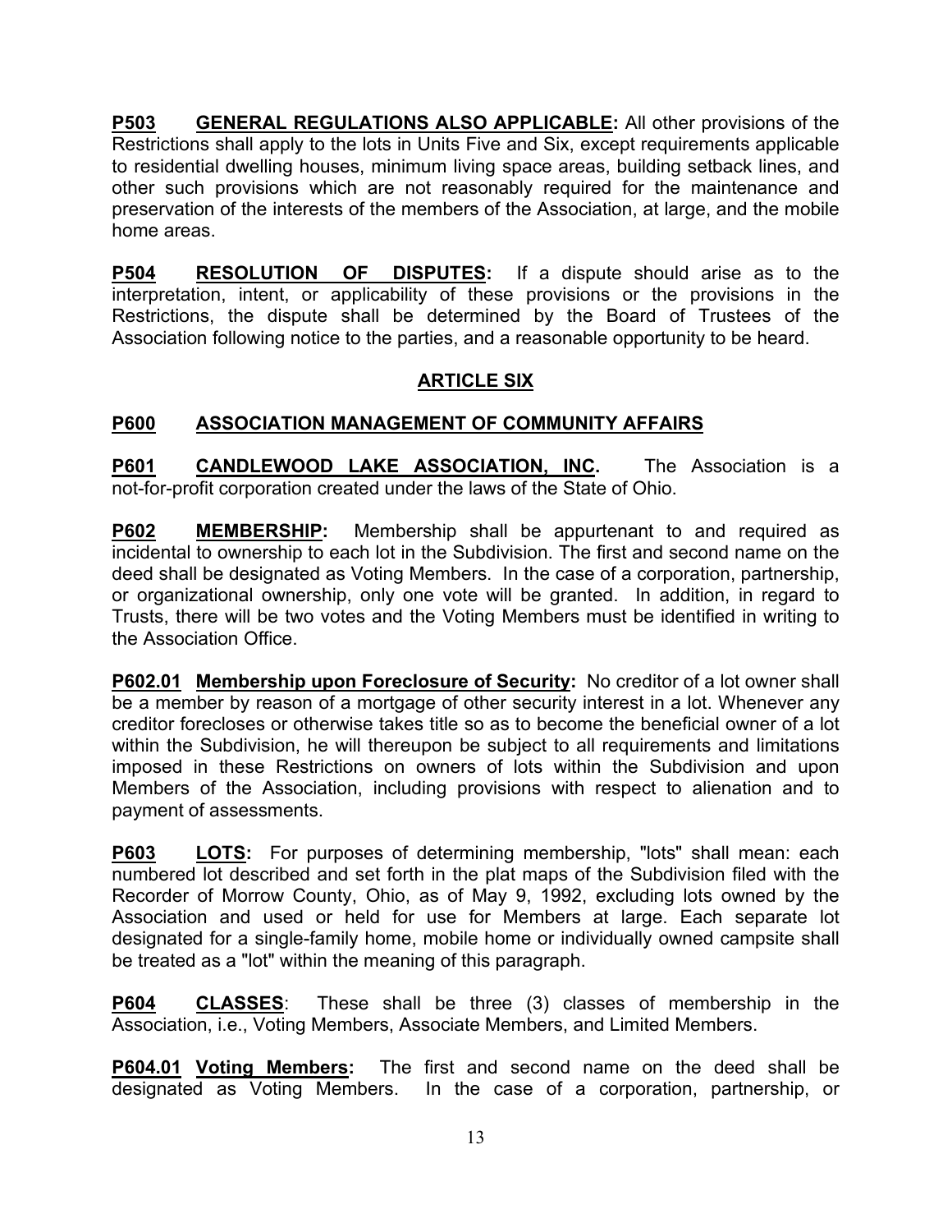**P503 GENERAL REGULATIONS ALSO APPLICABLE:** All other provisions of the Restrictions shall apply to the lots in Units Five and Six, except requirements applicable to residential dwelling houses, minimum living space areas, building setback lines, and other such provisions which are not reasonably required for the maintenance and preservation of the interests of the members of the Association, at large, and the mobile home areas.

**P504 RESOLUTION OF DISPUTES:** If a dispute should arise as to the interpretation, intent, or applicability of these provisions or the provisions in the Restrictions, the dispute shall be determined by the Board of Trustees of the Association following notice to the parties, and a reasonable opportunity to be heard.

## ARTICLE SIX

### P600 ASSOCIATION MANAGEMENT OF COMMUNITY AFFAIRS

**P601 CANDLEWOOD LAKE ASSOCIATION, INC.** The Association is a not-for-profit corporation created under the laws of the State of Ohio.

**P602 MEMBERSHIP:** Membership shall be appurtenant to and required as incidental to ownership to each lot in the Subdivision. The first and second name on the deed shall be designated as Voting Members. In the case of a corporation, partnership, or organizational ownership, only one vote will be granted. In addition, in regard to Trusts, there will be two votes and the Voting Members must be identified in writing to the Association Office.

**P602.01 Membership upon Foreclosure of Security:** No creditor of a lot owner shall be a member by reason of a mortgage of other security interest in a lot. Whenever any creditor forecloses or otherwise takes title so as to become the beneficial owner of a lot within the Subdivision, he will thereupon be subject to all requirements and limitations imposed in these Restrictions on owners of lots within the Subdivision and upon Members of the Association, including provisions with respect to alienation and to payment of assessments.

**P603 LOTS:** For purposes of determining membership, "lots" shall mean: each numbered lot described and set forth in the plat maps of the Subdivision filed with the Recorder of Morrow County, Ohio, as of May 9, 1992, excluding lots owned by the Association and used or held for use for Members at large. Each separate lot designated for a single-family home, mobile home or individually owned campsite shall be treated as a "lot" within the meaning of this paragraph.

**P604 CLASSES**: These shall be three (3) classes of membership in the Association, i.e., Voting Members, Associate Members, and Limited Members.

**P604.01 Voting Members:** The first and second name on the deed shall be designated as Voting Members. In the case of a corporation, partnership, or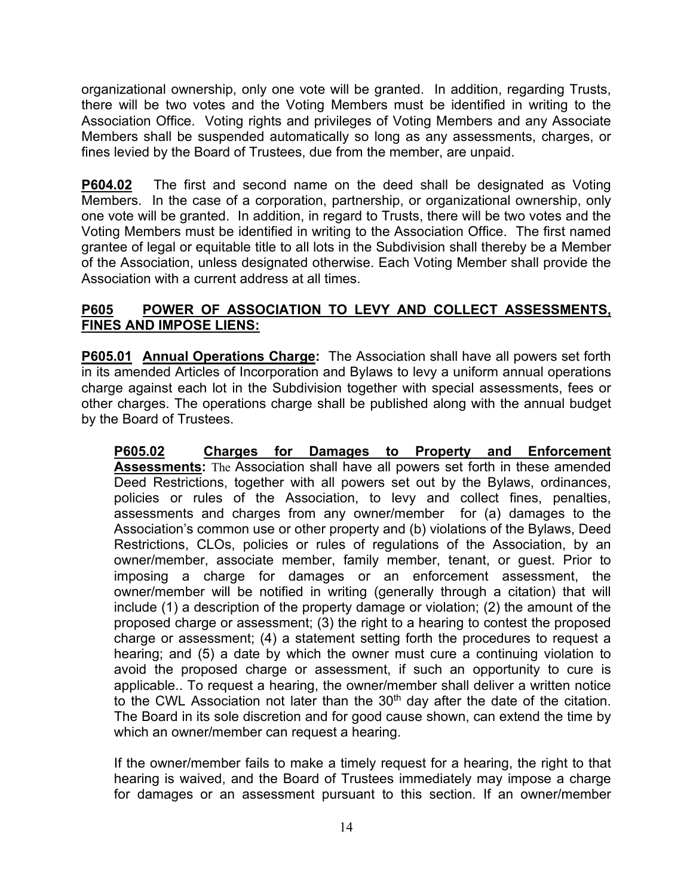organizational ownership, only one vote will be granted. In addition, regarding Trusts, there will be two votes and the Voting Members must be identified in writing to the Association Office. Voting rights and privileges of Voting Members and any Associate Members shall be suspended automatically so long as any assessments, charges, or fines levied by the Board of Trustees, due from the member, are unpaid.

**P604.02** The first and second name on the deed shall be designated as Voting Members. In the case of a corporation, partnership, or organizational ownership, only one vote will be granted. In addition, in regard to Trusts, there will be two votes and the Voting Members must be identified in writing to the Association Office. The first named grantee of legal or equitable title to all lots in the Subdivision shall thereby be a Member of the Association, unless designated otherwise. Each Voting Member shall provide the Association with a current address at all times.

## P605 POWER OF ASSOCIATION TO LEVY AND COLLECT ASSESSMENTS, FINES AND IMPOSE LIENS:

**P605.01 Annual Operations Charge:** The Association shall have all powers set forth in its amended Articles of Incorporation and Bylaws to levy a uniform annual operations charge against each lot in the Subdivision together with special assessments, fees or other charges. The operations charge shall be published along with the annual budget by the Board of Trustees.

**P605.02 Charges for Damages to Property and Enforcement Assessments:** The Association shall have all powers set forth in these amended Deed Restrictions, together with all powers set out by the Bylaws, ordinances, policies or rules of the Association, to levy and collect fines, penalties, assessments and charges from any owner/member for (a) damages to the Association's common use or other property and (b) violations of the Bylaws, Deed Restrictions, CLOs, policies or rules of regulations of the Association, by an owner/member, associate member, family member, tenant, or guest. Prior to imposing a charge for damages or an enforcement assessment, the owner/member will be notified in writing (generally through a citation) that will include (1) a description of the property damage or violation; (2) the amount of the proposed charge or assessment; (3) the right to a hearing to contest the proposed charge or assessment; (4) a statement setting forth the procedures to request a hearing; and (5) a date by which the owner must cure a continuing violation to avoid the proposed charge or assessment, if such an opportunity to cure is applicable.. To request a hearing, the owner/member shall deliver a written notice to the CWL Association not later than the 30th day after the date of the citation. The Board in its sole discretion and for good cause shown, can extend the time by which an owner/member can request a hearing.

If the owner/member fails to make a timely request for a hearing, the right to that hearing is waived, and the Board of Trustees immediately may impose a charge for damages or an assessment pursuant to this section. If an owner/member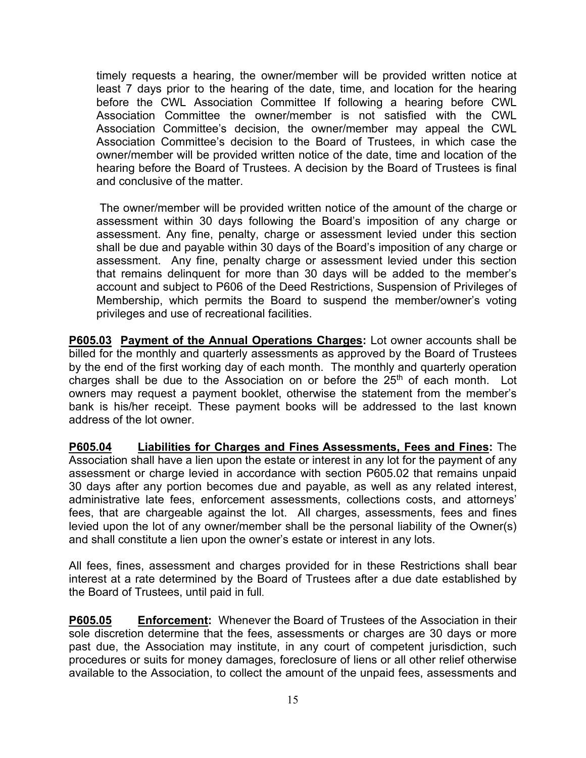timely requests a hearing, the owner/member will be provided written notice at least 7 days prior to the hearing of the date, time, and location for the hearing before the CWL Association Committee If following a hearing before CWL Association Committee the owner/member is not satisfied with the CWL Association Committee's decision, the owner/member may appeal the CWL Association Committee's decision to the Board of Trustees, in which case the owner/member will be provided written notice of the date, time and location of the hearing before the Board of Trustees. A decision by the Board of Trustees is final and conclusive of the matter.

The owner/member will be provided written notice of the amount of the charge or assessment within 30 days following the Board's imposition of any charge or assessment. Any fine, penalty, charge or assessment levied under this section shall be due and payable within 30 days of the Board's imposition of any charge or assessment. Any fine, penalty charge or assessment levied under this section that remains delinquent for more than 30 days will be added to the member's account and subject to P606 of the Deed Restrictions, Suspension of Privileges of Membership, which permits the Board to suspend the member/owner's voting privileges and use of recreational facilities.

**P605.03** **Payment of the Annual Operations Charges:** Lot owner accounts shall be billed for the monthly and quarterly assessments as approved by the Board of Trustees by the end of the first working day of each month. The monthly and quarterly operation charges shall be due to the Association on or before the 25th of each month. Lot owners may request a payment booklet, otherwise the statement from the member's bank is his/her receipt. These payment books will be addressed to the last known address of the lot owner.

**P605.04** **Liabilities for Charges and Fines Assessments, Fees and Fines:** The Association shall have a lien upon the estate or interest in any lot for the payment of any assessment or charge levied in accordance with section P605.02 that remains unpaid 30 days after any portion becomes due and payable, as well as any related interest, administrative late fees, enforcement assessments, collections costs, and attorneys' fees, that are chargeable against the lot. All charges, assessments, fees and fines levied upon the lot of any owner/member shall be the personal liability of the Owner(s) and shall constitute a lien upon the owner's estate or interest in any lots.

All fees, fines, assessment and charges provided for in these Restrictions shall bear interest at a rate determined by the Board of Trustees after a due date established by the Board of Trustees, until paid in full.

**P605.05** **Enforcement:** Whenever the Board of Trustees of the Association in their sole discretion determine that the fees, assessments or charges are 30 days or more past due, the Association may institute, in any court of competent jurisdiction, such procedures or suits for money damages, foreclosure of liens or all other relief otherwise available to the Association, to collect the amount of the unpaid fees, assessments and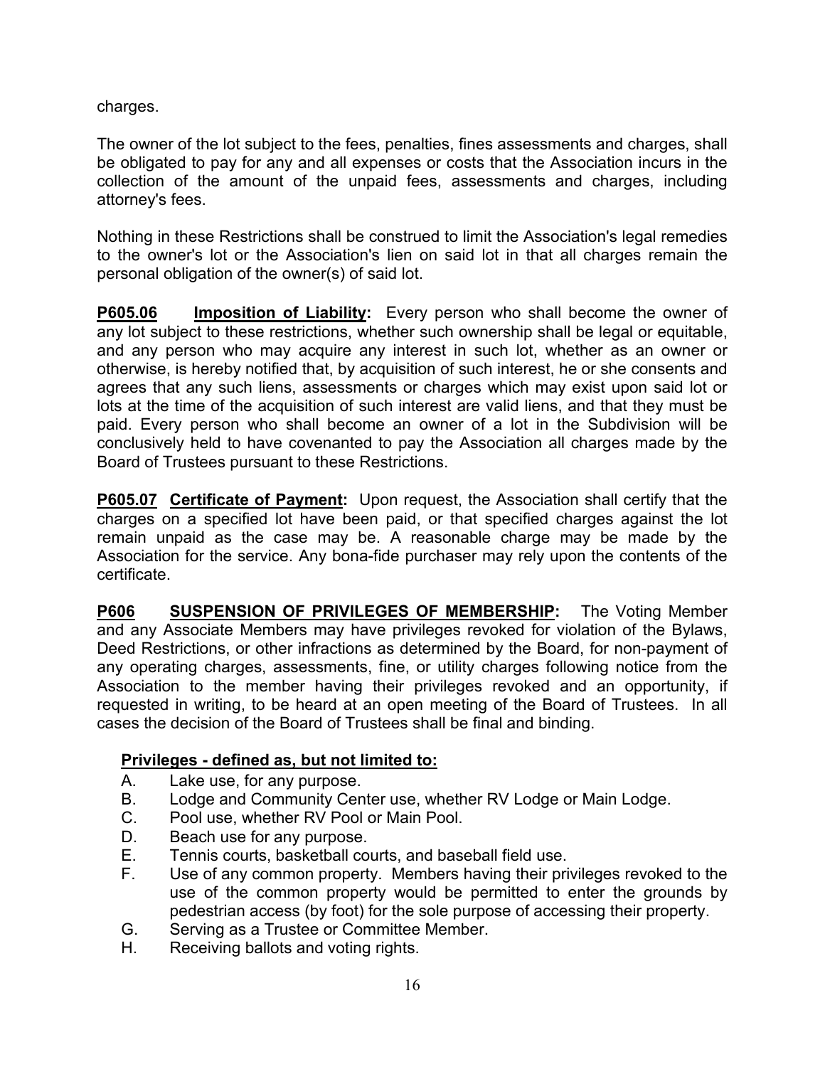charges.

The owner of the lot subject to the fees, penalties, fines assessments and charges, shall be obligated to pay for any and all expenses or costs that the Association incurs in the collection of the amount of the unpaid fees, assessments and charges, including attorney's fees.

Nothing in these Restrictions shall be construed to limit the Association's legal remedies to the owner's lot or the Association's lien on said lot in that all charges remain the personal obligation of the owner(s) of said lot.

**P605.06 Imposition of Liability:** Every person who shall become the owner of any lot subject to these restrictions, whether such ownership shall be legal or equitable, and any person who may acquire any interest in such lot, whether as an owner or otherwise, is hereby notified that, by acquisition of such interest, he or she consents and agrees that any such liens, assessments or charges which may exist upon said lot or lots at the time of the acquisition of such interest are valid liens, and that they must be paid. Every person who shall become an owner of a lot in the Subdivision will be conclusively held to have covenanted to pay the Association all charges made by the Board of Trustees pursuant to these Restrictions.

**P605.07 Certificate of Payment:** Upon request, the Association shall certify that the charges on a specified lot have been paid, or that specified charges against the lot remain unpaid as the case may be. A reasonable charge may be made by the Association for the service. Any bona-fide purchaser may rely upon the contents of the certificate.

**P606 SUSPENSION OF PRIVILEGES OF MEMBERSHIP:** The Voting Member and any Associate Members may have privileges revoked for violation of the Bylaws, Deed Restrictions, or other infractions as determined by the Board, for non-payment of any operating charges, assessments, fine, or utility charges following notice from the Association to the member having their privileges revoked and an opportunity, if requested in writing, to be heard at an open meeting of the Board of Trustees. In all cases the decision of the Board of Trustees shall be final and binding.

**Privileges - defined as, but not limited to:**

A. Lake use, for any purpose.
B. Lodge and Community Center use, whether RV Lodge or Main Lodge.
C. Pool use, whether RV Pool or Main Pool.
D. Beach use for any purpose.
E. Tennis courts, basketball courts, and baseball field use.
F. Use of any common property. Members having their privileges revoked to the use of the common property would be permitted to enter the grounds by pedestrian access (by foot) for the sole purpose of accessing their property.
G. Serving as a Trustee or Committee Member.
H. Receiving ballots and voting rights.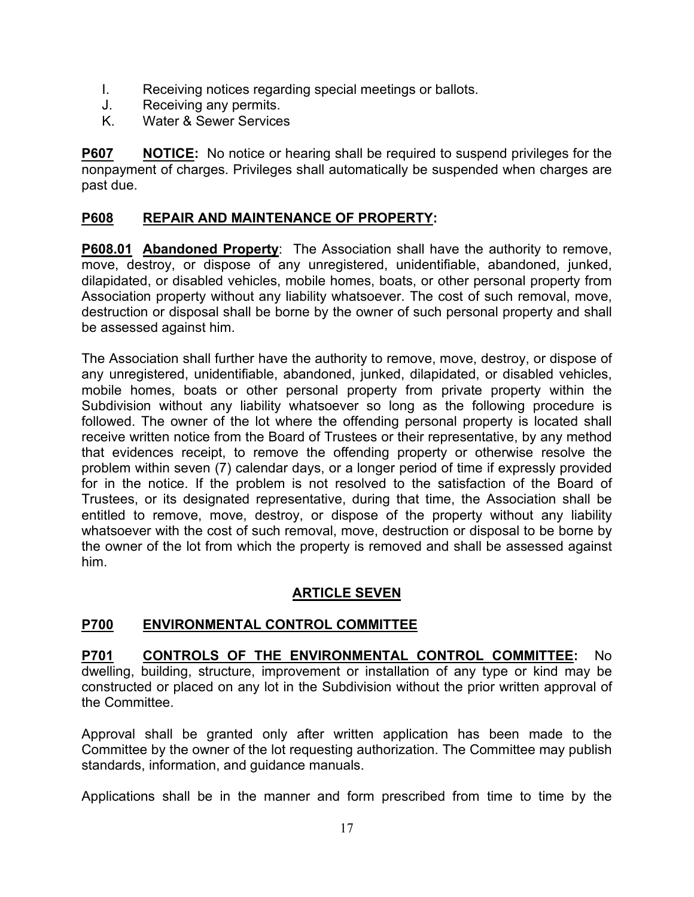I. Receiving notices regarding special meetings or ballots.
J. Receiving any permits.
K. Water & Sewer Services

**P607 NOTICE:** No notice or hearing shall be required to suspend privileges for the nonpayment of charges. Privileges shall automatically be suspended when charges are past due.

## P608 REPAIR AND MAINTENANCE OF PROPERTY:

**P608.01 Abandoned Property**: The Association shall have the authority to remove, move, destroy, or dispose of any unregistered, unidentifiable, abandoned, junked, dilapidated, or disabled vehicles, mobile homes, boats, or other personal property from Association property without any liability whatsoever. The cost of such removal, move, destruction or disposal shall be borne by the owner of such personal property and shall be assessed against him.

The Association shall further have the authority to remove, move, destroy, or dispose of any unregistered, unidentifiable, abandoned, junked, dilapidated, or disabled vehicles, mobile homes, boats or other personal property from private property within the Subdivision without any liability whatsoever so long as the following procedure is followed. The owner of the lot where the offending personal property is located shall receive written notice from the Board of Trustees or their representative, by any method that evidences receipt, to remove the offending property or otherwise resolve the problem within seven (7) calendar days, or a longer period of time if expressly provided for in the notice. If the problem is not resolved to the satisfaction of the Board of Trustees, or its designated representative, during that time, the Association shall be entitled to remove, move, destroy, or dispose of the property without any liability whatsoever with the cost of such removal, move, destruction or disposal to be borne by the owner of the lot from which the property is removed and shall be assessed against him.

# ARTICLE SEVEN

## P700 ENVIRONMENTAL CONTROL COMMITTEE

**P701 CONTROLS OF THE ENVIRONMENTAL CONTROL COMMITTEE:** No dwelling, building, structure, improvement or installation of any type or kind may be constructed or placed on any lot in the Subdivision without the prior written approval of the Committee.

Approval shall be granted only after written application has been made to the Committee by the owner of the lot requesting authorization. The Committee may publish standards, information, and guidance manuals.

Applications shall be in the manner and form prescribed from time to time by the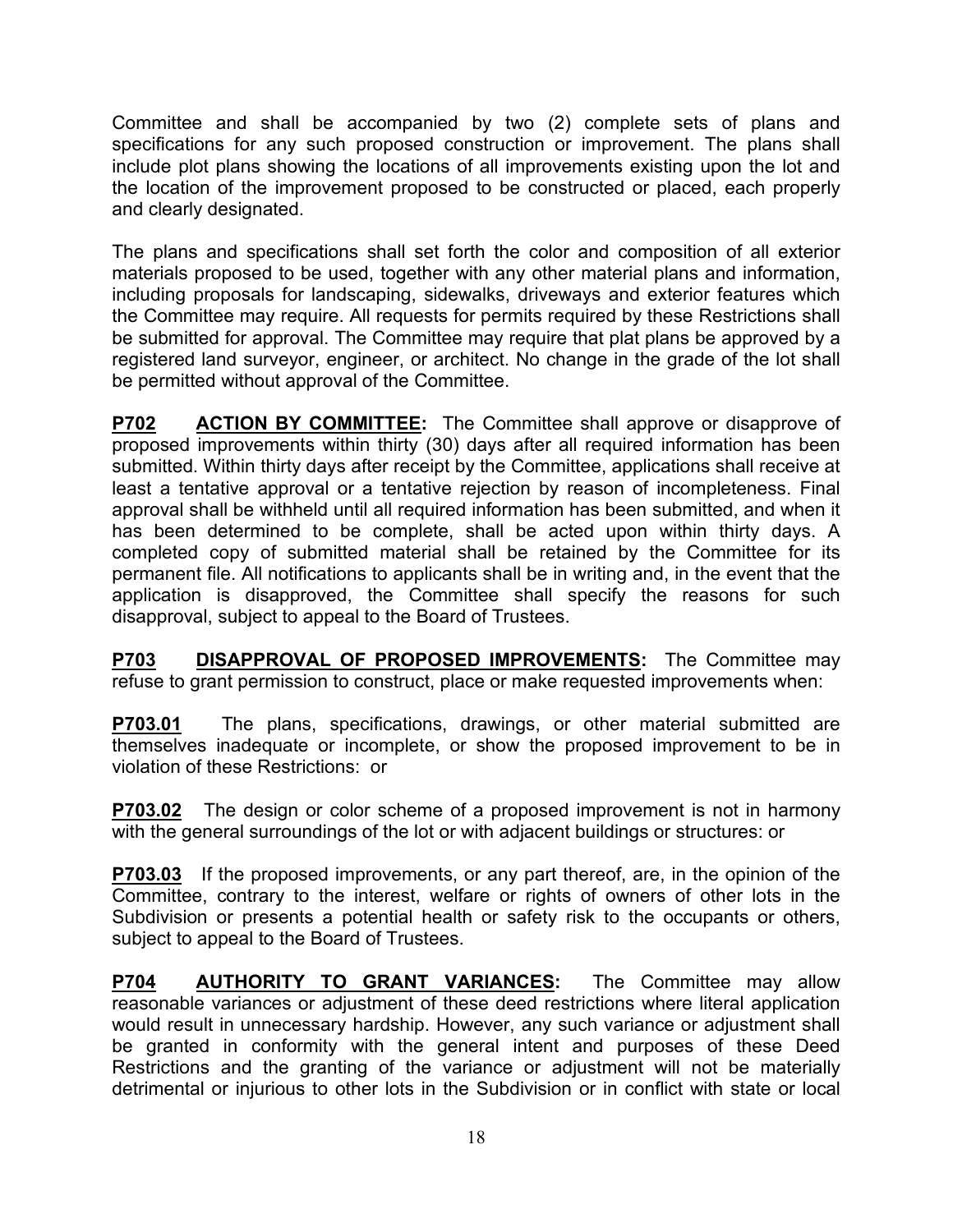Committee and shall be accompanied by two (2) complete sets of plans and specifications for any such proposed construction or improvement. The plans shall include plot plans showing the locations of all improvements existing upon the lot and the location of the improvement proposed to be constructed or placed, each properly and clearly designated.

The plans and specifications shall set forth the color and composition of all exterior materials proposed to be used, together with any other material plans and information, including proposals for landscaping, sidewalks, driveways and exterior features which the Committee may require. All requests for permits required by these Restrictions shall be submitted for approval. The Committee may require that plat plans be approved by a registered land surveyor, engineer, or architect. No change in the grade of the lot shall be permitted without approval of the Committee.

**P702** **ACTION BY COMMITTEE:** The Committee shall approve or disapprove of proposed improvements within thirty (30) days after all required information has been submitted. Within thirty days after receipt by the Committee, applications shall receive at least a tentative approval or a tentative rejection by reason of incompleteness. Final approval shall be withheld until all required information has been submitted, and when it has been determined to be complete, shall be acted upon within thirty days. A completed copy of submitted material shall be retained by the Committee for its permanent file. All notifications to applicants shall be in writing and, in the event that the application is disapproved, the Committee shall specify the reasons for such disapproval, subject to appeal to the Board of Trustees.

**P703** **DISAPPROVAL OF PROPOSED IMPROVEMENTS:** The Committee may refuse to grant permission to construct, place or make requested improvements when:

**P703.01** The plans, specifications, drawings, or other material submitted are themselves inadequate or incomplete, or show the proposed improvement to be in violation of these Restrictions: or

**P703.02** The design or color scheme of a proposed improvement is not in harmony with the general surroundings of the lot or with adjacent buildings or structures: or

**P703.03** If the proposed improvements, or any part thereof, are, in the opinion of the Committee, contrary to the interest, welfare or rights of owners of other lots in the Subdivision or presents a potential health or safety risk to the occupants or others, subject to appeal to the Board of Trustees.

**P704** **AUTHORITY TO GRANT VARIANCES:** The Committee may allow reasonable variances or adjustment of these deed restrictions where literal application would result in unnecessary hardship. However, any such variance or adjustment shall be granted in conformity with the general intent and purposes of these Deed Restrictions and the granting of the variance or adjustment will not be materially detrimental or injurious to other lots in the Subdivision or in conflict with state or local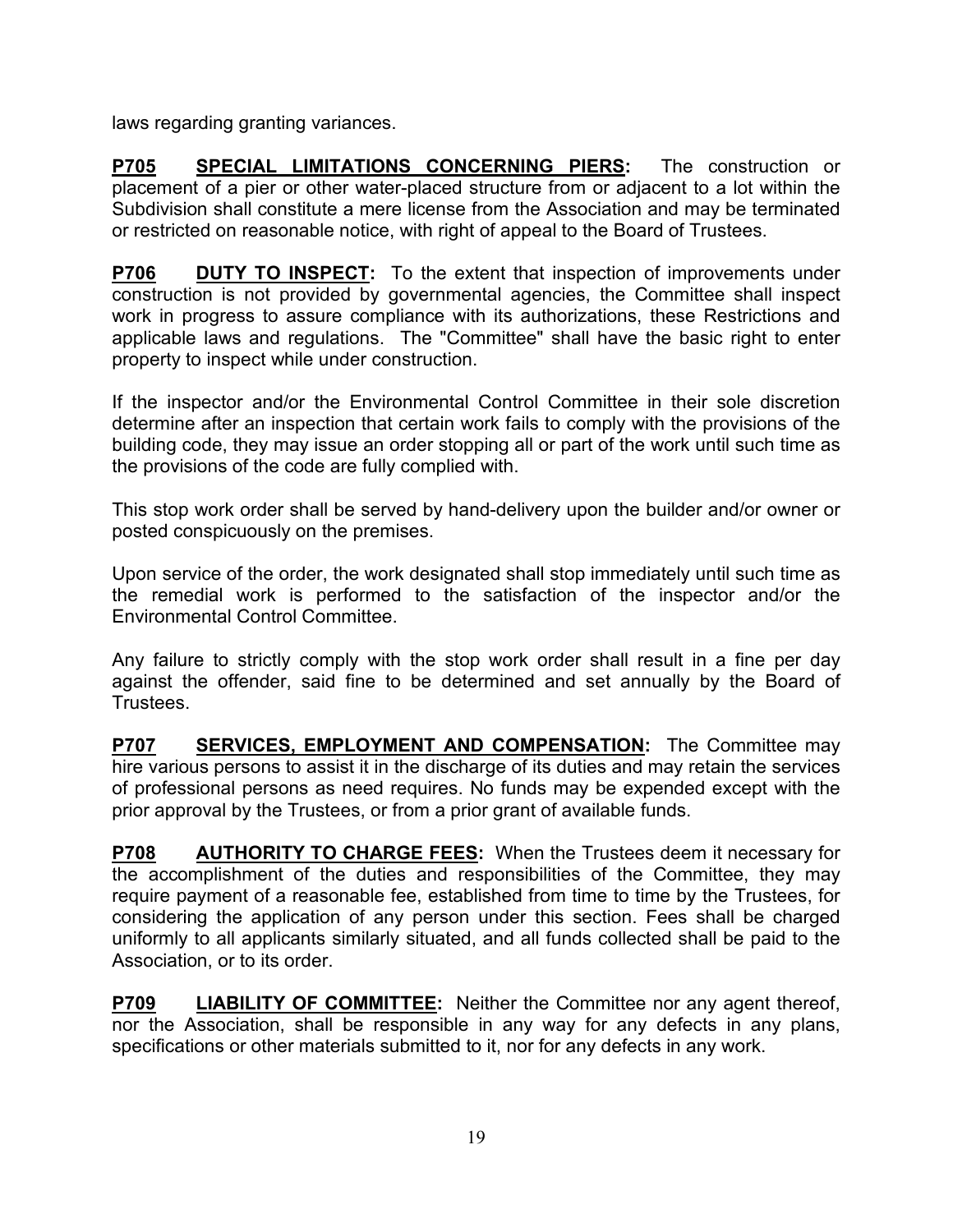laws regarding granting variances.

**<u>P705</u> <u>SPECIAL LIMITATIONS CONCERNING PIERS</u>:** The construction or placement of a pier or other water-placed structure from or adjacent to a lot within the Subdivision shall constitute a mere license from the Association and may be terminated or restricted on reasonable notice, with right of appeal to the Board of Trustees.

**<u>P706</u> <u>DUTY TO INSPECT</u>:** To the extent that inspection of improvements under construction is not provided by governmental agencies, the Committee shall inspect work in progress to assure compliance with its authorizations, these Restrictions and applicable laws and regulations. The "Committee" shall have the basic right to enter property to inspect while under construction.

If the inspector and/or the Environmental Control Committee in their sole discretion determine after an inspection that certain work fails to comply with the provisions of the building code, they may issue an order stopping all or part of the work until such time as the provisions of the code are fully complied with.

This stop work order shall be served by hand-delivery upon the builder and/or owner or posted conspicuously on the premises.

Upon service of the order, the work designated shall stop immediately until such time as the remedial work is performed to the satisfaction of the inspector and/or the Environmental Control Committee.

Any failure to strictly comply with the stop work order shall result in a fine per day against the offender, said fine to be determined and set annually by the Board of Trustees.

**<u>P707</u> <u>SERVICES, EMPLOYMENT AND COMPENSATION</u>:** The Committee may hire various persons to assist it in the discharge of its duties and may retain the services of professional persons as need requires. No funds may be expended except with the prior approval by the Trustees, or from a prior grant of available funds.

**<u>P708</u> <u>AUTHORITY TO CHARGE FEES</u>:** When the Trustees deem it necessary for the accomplishment of the duties and responsibilities of the Committee, they may require payment of a reasonable fee, established from time to time by the Trustees, for considering the application of any person under this section. Fees shall be charged uniformly to all applicants similarly situated, and all funds collected shall be paid to the Association, or to its order.

**<u>P709</u> <u>LIABILITY OF COMMITTEE</u>:** Neither the Committee nor any agent thereof, nor the Association, shall be responsible in any way for any defects in any plans, specifications or other materials submitted to it, nor for any defects in any work.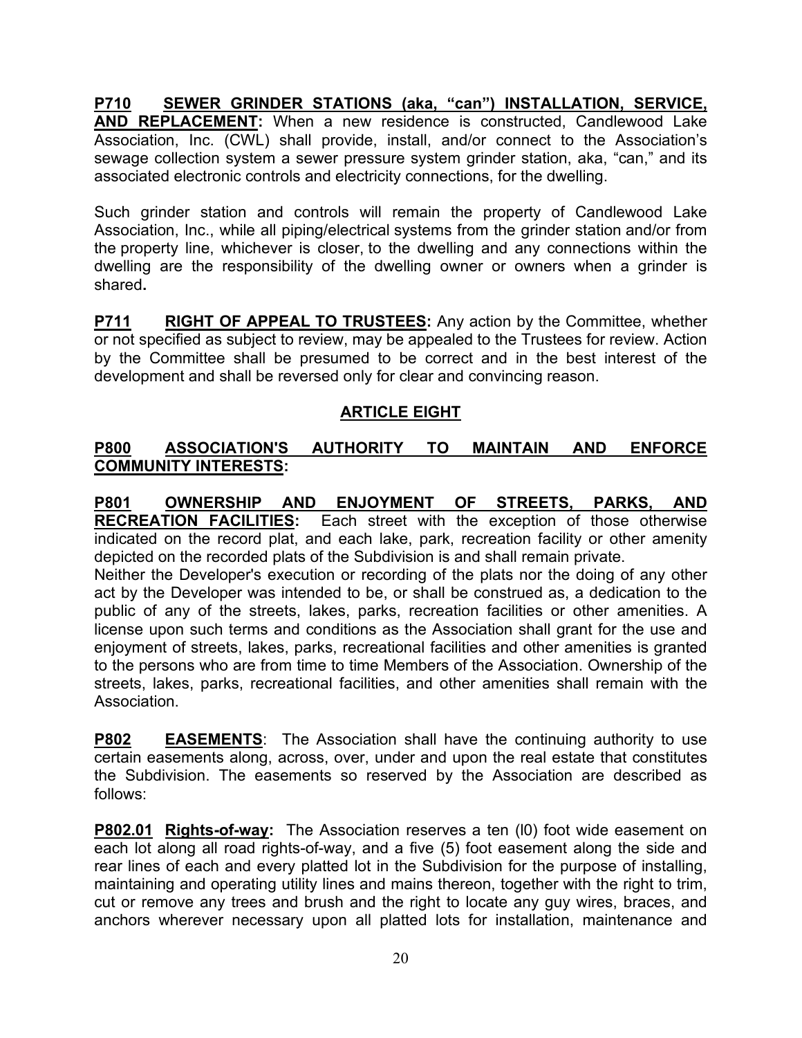**P710 SEWER GRINDER STATIONS (aka, "can") INSTALLATION, SERVICE, AND REPLACEMENT:** When a new residence is constructed, Candlewood Lake Association, Inc. (CWL) shall provide, install, and/or connect to the Association's sewage collection system a sewer pressure system grinder station, aka, "can," and its associated electronic controls and electricity connections, for the dwelling.

Such grinder station and controls will remain the property of Candlewood Lake Association, Inc., while all piping/electrical systems from the grinder station and/or from the property line, whichever is closer, to the dwelling and any connections within the dwelling are the responsibility of the dwelling owner or owners when a grinder is shared**.**

**P711 RIGHT OF APPEAL TO TRUSTEES:** Any action by the Committee, whether or not specified as subject to review, may be appealed to the Trustees for review. Action by the Committee shall be presumed to be correct and in the best interest of the development and shall be reversed only for clear and convincing reason.

## ARTICLE EIGHT

**P800 ASSOCIATION'S AUTHORITY TO MAINTAIN AND ENFORCE COMMUNITY INTERESTS:**

**P801 OWNERSHIP AND ENJOYMENT OF STREETS, PARKS, AND RECREATION FACILITIES:** Each street with the exception of those otherwise indicated on the record plat, and each lake, park, recreation facility or other amenity depicted on the recorded plats of the Subdivision is and shall remain private.
Neither the Developer's execution or recording of the plats nor the doing of any other act by the Developer was intended to be, or shall be construed as, a dedication to the public of any of the streets, lakes, parks, recreation facilities or other amenities. A license upon such terms and conditions as the Association shall grant for the use and enjoyment of streets, lakes, parks, recreational facilities and other amenities is granted to the persons who are from time to time Members of the Association. Ownership of the streets, lakes, parks, recreational facilities, and other amenities shall remain with the Association.

**P802 EASEMENTS**: The Association shall have the continuing authority to use certain easements along, across, over, under and upon the real estate that constitutes the Subdivision. The easements so reserved by the Association are described as follows:

**P802.01 Rights-of-way:** The Association reserves a ten (l0) foot wide easement on each lot along all road rights-of-way, and a five (5) foot easement along the side and rear lines of each and every platted lot in the Subdivision for the purpose of installing, maintaining and operating utility lines and mains thereon, together with the right to trim, cut or remove any trees and brush and the right to locate any guy wires, braces, and anchors wherever necessary upon all platted lots for installation, maintenance and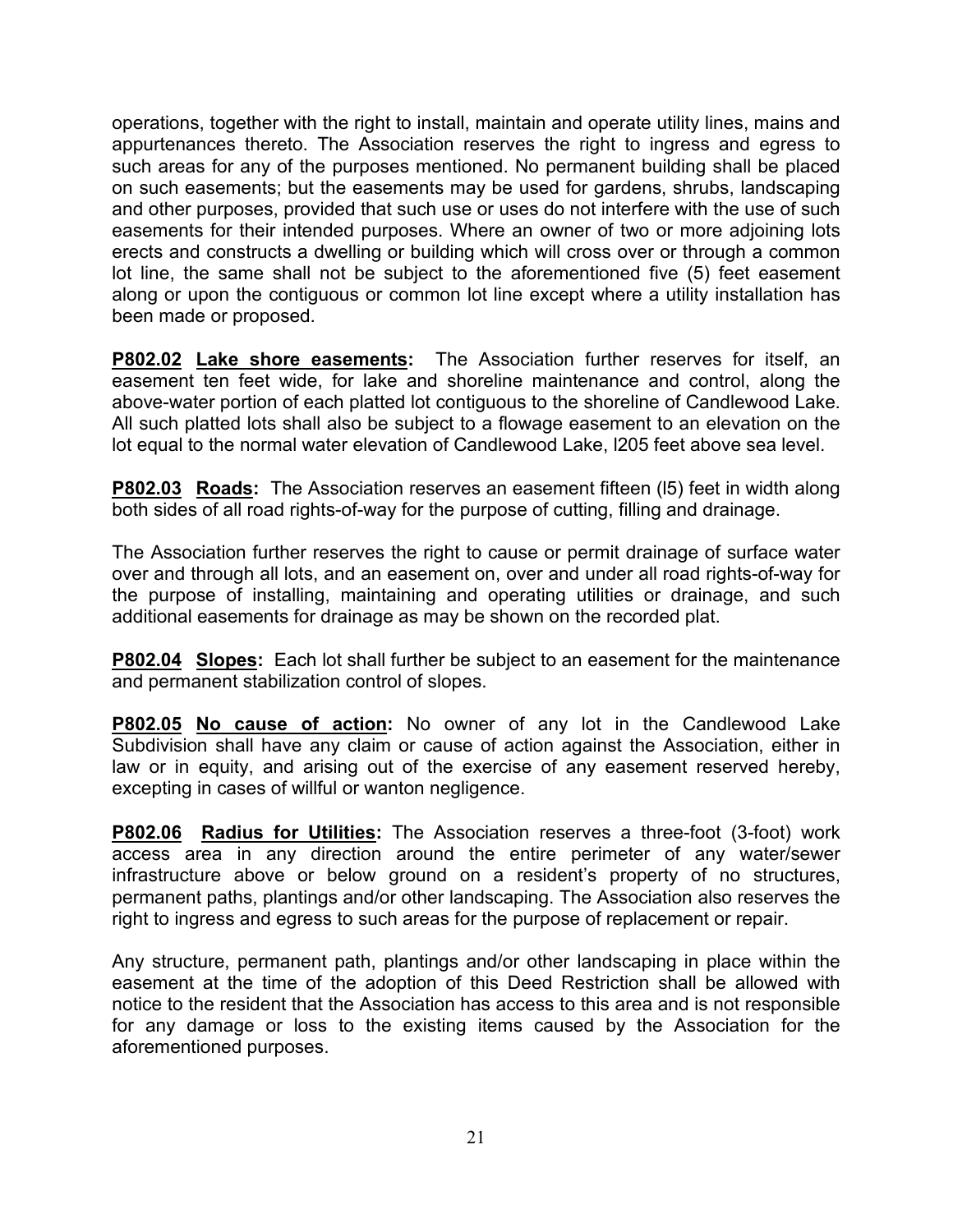operations, together with the right to install, maintain and operate utility lines, mains and appurtenances thereto. The Association reserves the right to ingress and egress to such areas for any of the purposes mentioned. No permanent building shall be placed on such easements; but the easements may be used for gardens, shrubs, landscaping and other purposes, provided that such use or uses do not interfere with the use of such easements for their intended purposes. Where an owner of two or more adjoining lots erects and constructs a dwelling or building which will cross over or through a common lot line, the same shall not be subject to the aforementioned five (5) feet easement along or upon the contiguous or common lot line except where a utility installation has been made or proposed.

**P802.02** **Lake shore easements:** The Association further reserves for itself, an easement ten feet wide, for lake and shoreline maintenance and control, along the above-water portion of each platted lot contiguous to the shoreline of Candlewood Lake. All such platted lots shall also be subject to a flowage easement to an elevation on the lot equal to the normal water elevation of Candlewood Lake, l205 feet above sea level.

**P802.03** **Roads:** The Association reserves an easement fifteen (l5) feet in width along both sides of all road rights-of-way for the purpose of cutting, filling and drainage.

The Association further reserves the right to cause or permit drainage of surface water over and through all lots, and an easement on, over and under all road rights-of-way for the purpose of installing, maintaining and operating utilities or drainage, and such additional easements for drainage as may be shown on the recorded plat.

**P802.04** **Slopes:** Each lot shall further be subject to an easement for the maintenance and permanent stabilization control of slopes.

**P802.05** **No cause of action:** No owner of any lot in the Candlewood Lake Subdivision shall have any claim or cause of action against the Association, either in law or in equity, and arising out of the exercise of any easement reserved hereby, excepting in cases of willful or wanton negligence.

**P802.06** **Radius for Utilities:** The Association reserves a three-foot (3-foot) work access area in any direction around the entire perimeter of any water/sewer infrastructure above or below ground on a resident's property of no structures, permanent paths, plantings and/or other landscaping. The Association also reserves the right to ingress and egress to such areas for the purpose of replacement or repair.

Any structure, permanent path, plantings and/or other landscaping in place within the easement at the time of the adoption of this Deed Restriction shall be allowed with notice to the resident that the Association has access to this area and is not responsible for any damage or loss to the existing items caused by the Association for the aforementioned purposes.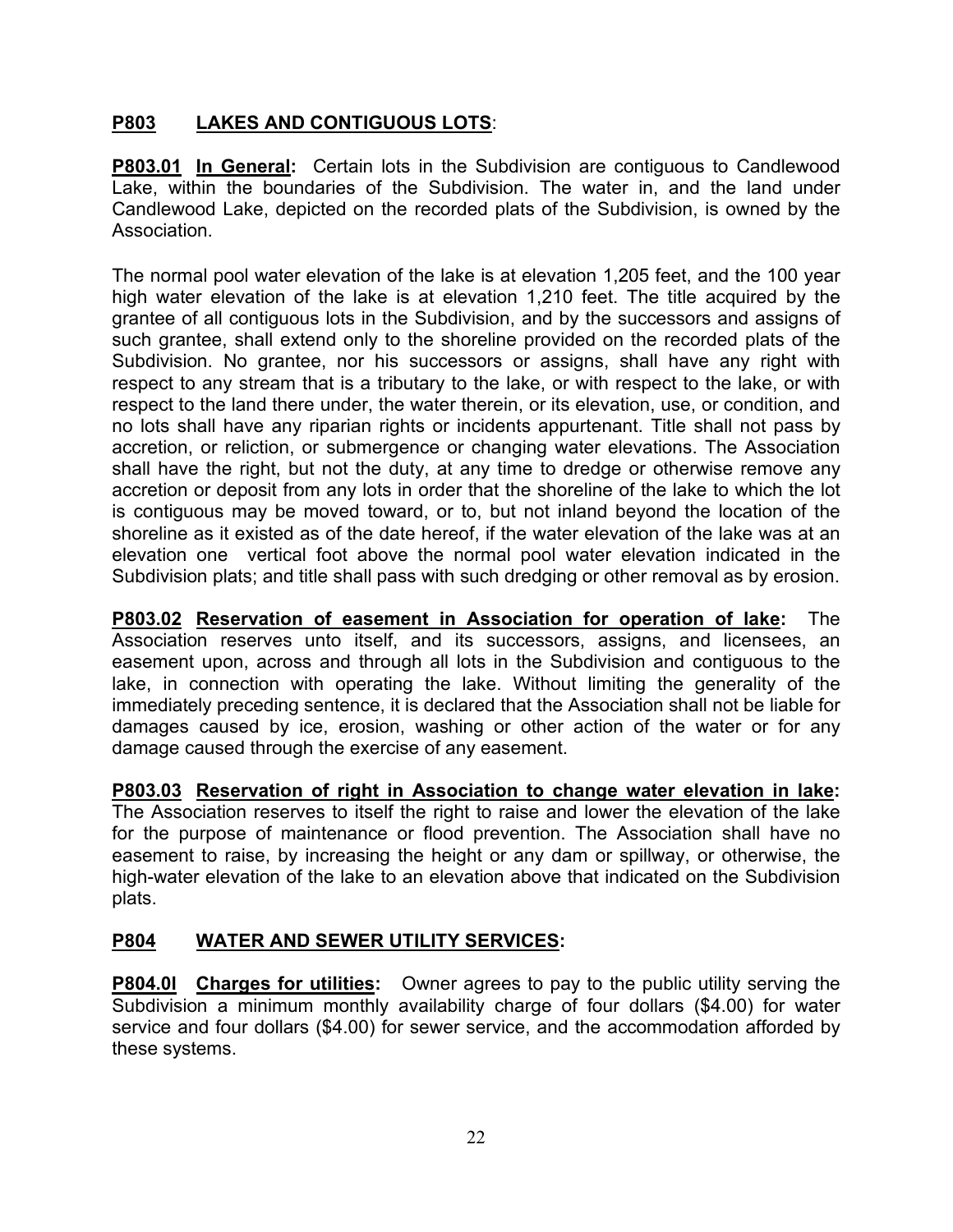## **P803 LAKES AND CONTIGUOUS LOTS**:

**P803.01 In General:** Certain lots in the Subdivision are contiguous to Candlewood Lake, within the boundaries of the Subdivision. The water in, and the land under Candlewood Lake, depicted on the recorded plats of the Subdivision, is owned by the Association.

The normal pool water elevation of the lake is at elevation 1,205 feet, and the 100 year high water elevation of the lake is at elevation 1,210 feet. The title acquired by the grantee of all contiguous lots in the Subdivision, and by the successors and assigns of such grantee, shall extend only to the shoreline provided on the recorded plats of the Subdivision. No grantee, nor his successors or assigns, shall have any right with respect to any stream that is a tributary to the lake, or with respect to the lake, or with respect to the land there under, the water therein, or its elevation, use, or condition, and no lots shall have any riparian rights or incidents appurtenant. Title shall not pass by accretion, or reliction, or submergence or changing water elevations. The Association shall have the right, but not the duty, at any time to dredge or otherwise remove any accretion or deposit from any lots in order that the shoreline of the lake to which the lot is contiguous may be moved toward, or to, but not inland beyond the location of the shoreline as it existed as of the date hereof, if the water elevation of the lake was at an elevation one vertical foot above the normal pool water elevation indicated in the Subdivision plats; and title shall pass with such dredging or other removal as by erosion.

**P803.02 Reservation of easement in Association for operation of lake:** The Association reserves unto itself, and its successors, assigns, and licensees, an easement upon, across and through all lots in the Subdivision and contiguous to the lake, in connection with operating the lake. Without limiting the generality of the immediately preceding sentence, it is declared that the Association shall not be liable for damages caused by ice, erosion, washing or other action of the water or for any damage caused through the exercise of any easement.

**P803.03 Reservation of right in Association to change water elevation in lake:** The Association reserves to itself the right to raise and lower the elevation of the lake for the purpose of maintenance or flood prevention. The Association shall have no easement to raise, by increasing the height or any dam or spillway, or otherwise, the high-water elevation of the lake to an elevation above that indicated on the Subdivision plats.

## **P804 WATER AND SEWER UTILITY SERVICES:**

**P804.0l Charges for utilities:** Owner agrees to pay to the public utility serving the Subdivision a minimum monthly availability charge of four dollars ($4.00) for water service and four dollars ($4.00) for sewer service, and the accommodation afforded by these systems.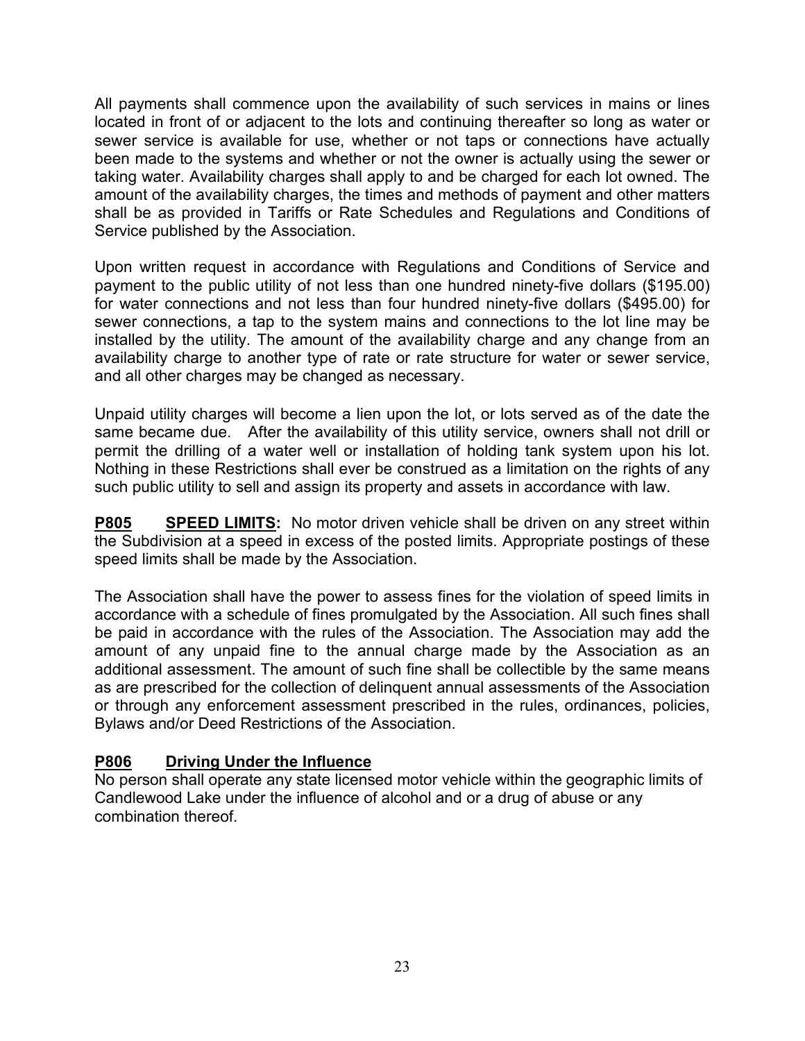All payments shall commence upon the availability of such services in mains or lines located in front of or adjacent to the lots and continuing thereafter so long as water or sewer service is available for use, whether or not taps or connections have actually been made to the systems and whether or not the owner is actually using the sewer or taking water. Availability charges shall apply to and be charged for each lot owned. The amount of the availability charges, the times and methods of payment and other matters shall be as provided in Tariffs or Rate Schedules and Regulations and Conditions of Service published by the Association.

Upon written request in accordance with Regulations and Conditions of Service and payment to the public utility of not less than one hundred ninety-five dollars ($195.00) for water connections and not less than four hundred ninety-five dollars ($495.00) for sewer connections, a tap to the system mains and connections to the lot line may be installed by the utility. The amount of the availability charge and any change from an availability charge to another type of rate or rate structure for water or sewer service, and all other charges may be changed as necessary.

Unpaid utility charges will become a lien upon the lot, or lots served as of the date the same became due. After the availability of this utility service, owners shall not drill or permit the drilling of a water well or installation of holding tank system upon his lot. Nothing in these Restrictions shall ever be construed as a limitation on the rights of any such public utility to sell and assign its property and assets in accordance with law.

**P805 SPEED LIMITS:** No motor driven vehicle shall be driven on any street within the Subdivision at a speed in excess of the posted limits. Appropriate postings of these speed limits shall be made by the Association.

The Association shall have the power to assess fines for the violation of speed limits in accordance with a schedule of fines promulgated by the Association. All such fines shall be paid in accordance with the rules of the Association. The Association may add the amount of any unpaid fine to the annual charge made by the Association as an additional assessment. The amount of such fine shall be collectible by the same means as are prescribed for the collection of delinquent annual assessments of the Association or through any enforcement assessment prescribed in the rules, ordinances, policies, Bylaws and/or Deed Restrictions of the Association.

**P806 Driving Under the Influence**

No person shall operate any state licensed motor vehicle within the geographic limits of Candlewood Lake under the influence of alcohol and or a drug of abuse or any combination thereof.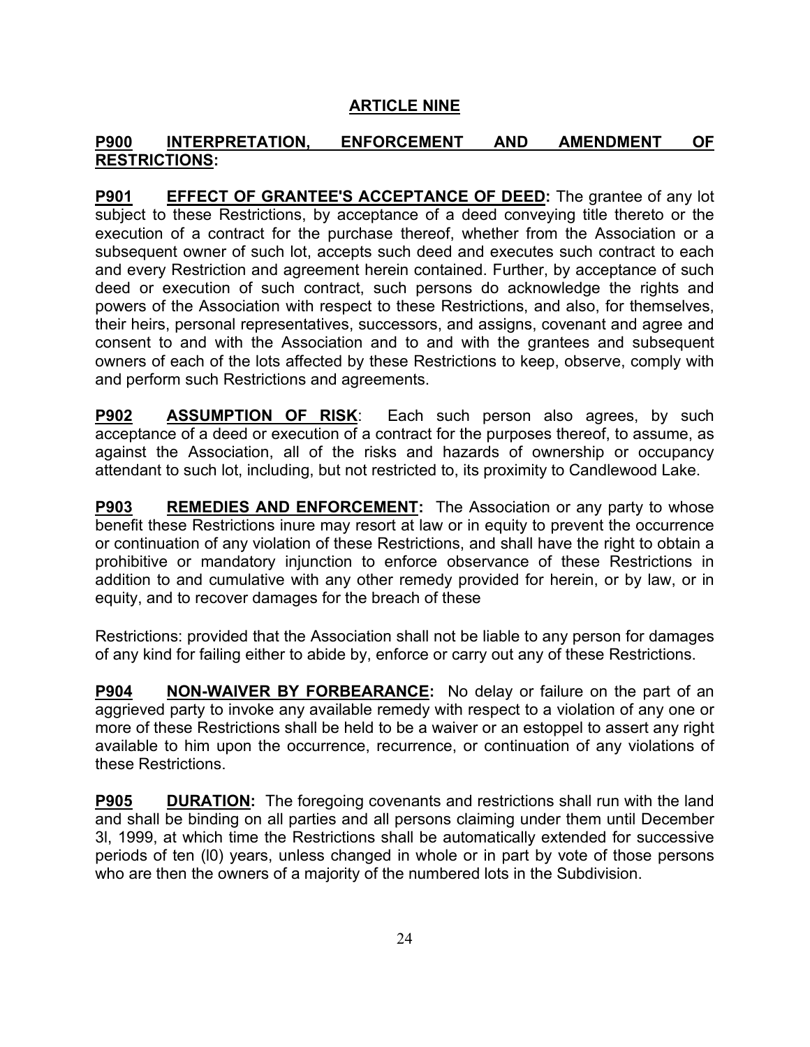## ARTICLE NINE

**P900 INTERPRETATION, ENFORCEMENT AND AMENDMENT OF RESTRICTIONS:**

**P901 EFFECT OF GRANTEE'S ACCEPTANCE OF DEED:** The grantee of any lot subject to these Restrictions, by acceptance of a deed conveying title thereto or the execution of a contract for the purchase thereof, whether from the Association or a subsequent owner of such lot, accepts such deed and executes such contract to each and every Restriction and agreement herein contained. Further, by acceptance of such deed or execution of such contract, such persons do acknowledge the rights and powers of the Association with respect to these Restrictions, and also, for themselves, their heirs, personal representatives, successors, and assigns, covenant and agree and consent to and with the Association and to and with the grantees and subsequent owners of each of the lots affected by these Restrictions to keep, observe, comply with and perform such Restrictions and agreements.

**P902 ASSUMPTION OF RISK**: Each such person also agrees, by such acceptance of a deed or execution of a contract for the purposes thereof, to assume, as against the Association, all of the risks and hazards of ownership or occupancy attendant to such lot, including, but not restricted to, its proximity to Candlewood Lake.

**P903 REMEDIES AND ENFORCEMENT:** The Association or any party to whose benefit these Restrictions inure may resort at law or in equity to prevent the occurrence or continuation of any violation of these Restrictions, and shall have the right to obtain a prohibitive or mandatory injunction to enforce observance of these Restrictions in addition to and cumulative with any other remedy provided for herein, or by law, or in equity, and to recover damages for the breach of these

Restrictions: provided that the Association shall not be liable to any person for damages of any kind for failing either to abide by, enforce or carry out any of these Restrictions.

**P904 NON-WAIVER BY FORBEARANCE:** No delay or failure on the part of an aggrieved party to invoke any available remedy with respect to a violation of any one or more of these Restrictions shall be held to be a waiver or an estoppel to assert any right available to him upon the occurrence, recurrence, or continuation of any violations of these Restrictions.

**P905 DURATION:** The foregoing covenants and restrictions shall run with the land and shall be binding on all parties and all persons claiming under them until December 3l, 1999, at which time the Restrictions shall be automatically extended for successive periods of ten (l0) years, unless changed in whole or in part by vote of those persons who are then the owners of a majority of the numbered lots in the Subdivision.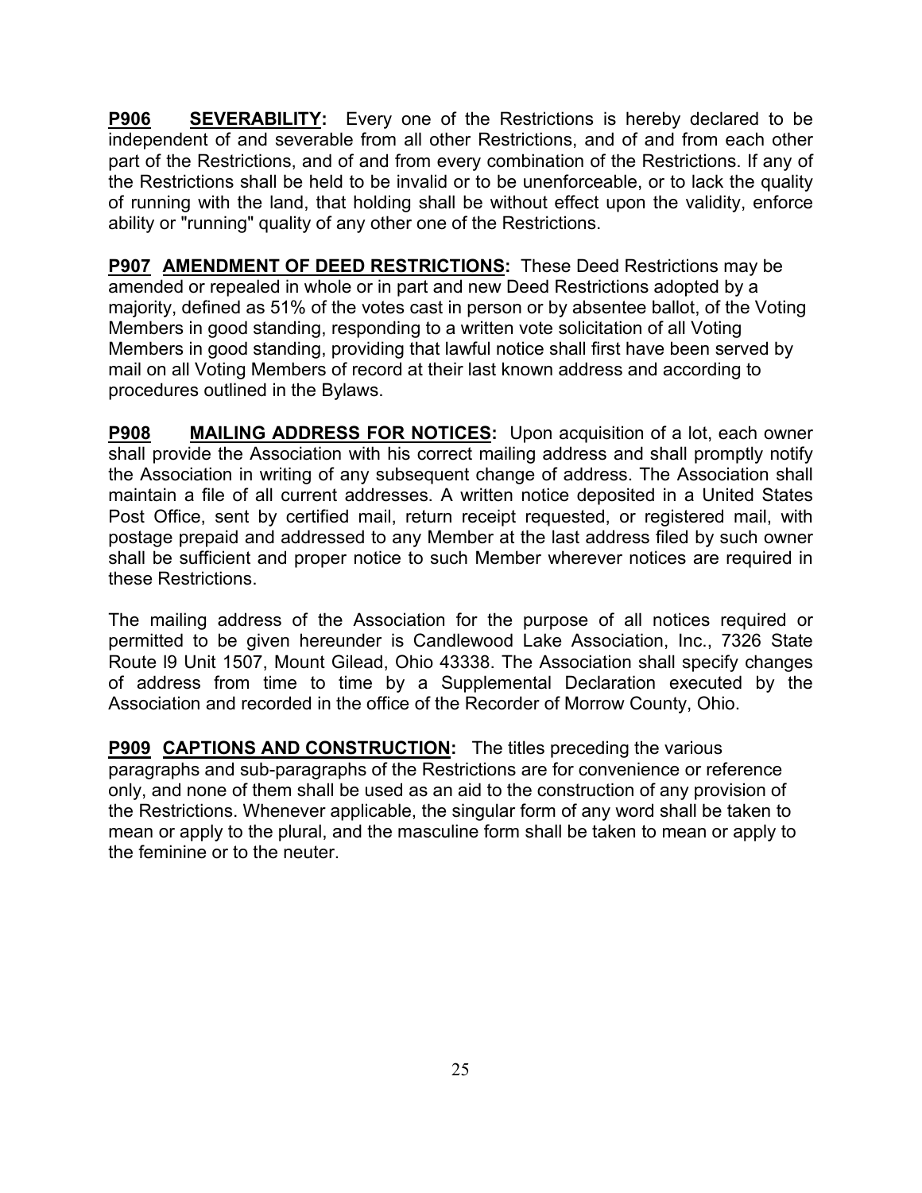**P906 SEVERABILITY:** Every one of the Restrictions is hereby declared to be independent of and severable from all other Restrictions, and of and from each other part of the Restrictions, and of and from every combination of the Restrictions. If any of the Restrictions shall be held to be invalid or to be unenforceable, or to lack the quality of running with the land, that holding shall be without effect upon the validity, enforce ability or "running" quality of any other one of the Restrictions.

**P907 AMENDMENT OF DEED RESTRICTIONS:** These Deed Restrictions may be amended or repealed in whole or in part and new Deed Restrictions adopted by a majority, defined as 51% of the votes cast in person or by absentee ballot, of the Voting Members in good standing, responding to a written vote solicitation of all Voting Members in good standing, providing that lawful notice shall first have been served by mail on all Voting Members of record at their last known address and according to procedures outlined in the Bylaws.

**P908 MAILING ADDRESS FOR NOTICES:** Upon acquisition of a lot, each owner shall provide the Association with his correct mailing address and shall promptly notify the Association in writing of any subsequent change of address. The Association shall maintain a file of all current addresses. A written notice deposited in a United States Post Office, sent by certified mail, return receipt requested, or registered mail, with postage prepaid and addressed to any Member at the last address filed by such owner shall be sufficient and proper notice to such Member wherever notices are required in these Restrictions.

The mailing address of the Association for the purpose of all notices required or permitted to be given hereunder is Candlewood Lake Association, Inc., 7326 State Route l9 Unit 1507, Mount Gilead, Ohio 43338. The Association shall specify changes of address from time to time by a Supplemental Declaration executed by the Association and recorded in the office of the Recorder of Morrow County, Ohio.

**P909 CAPTIONS AND CONSTRUCTION:** The titles preceding the various paragraphs and sub-paragraphs of the Restrictions are for convenience or reference only, and none of them shall be used as an aid to the construction of any provision of the Restrictions. Whenever applicable, the singular form of any word shall be taken to mean or apply to the plural, and the masculine form shall be taken to mean or apply to the feminine or to the neuter.